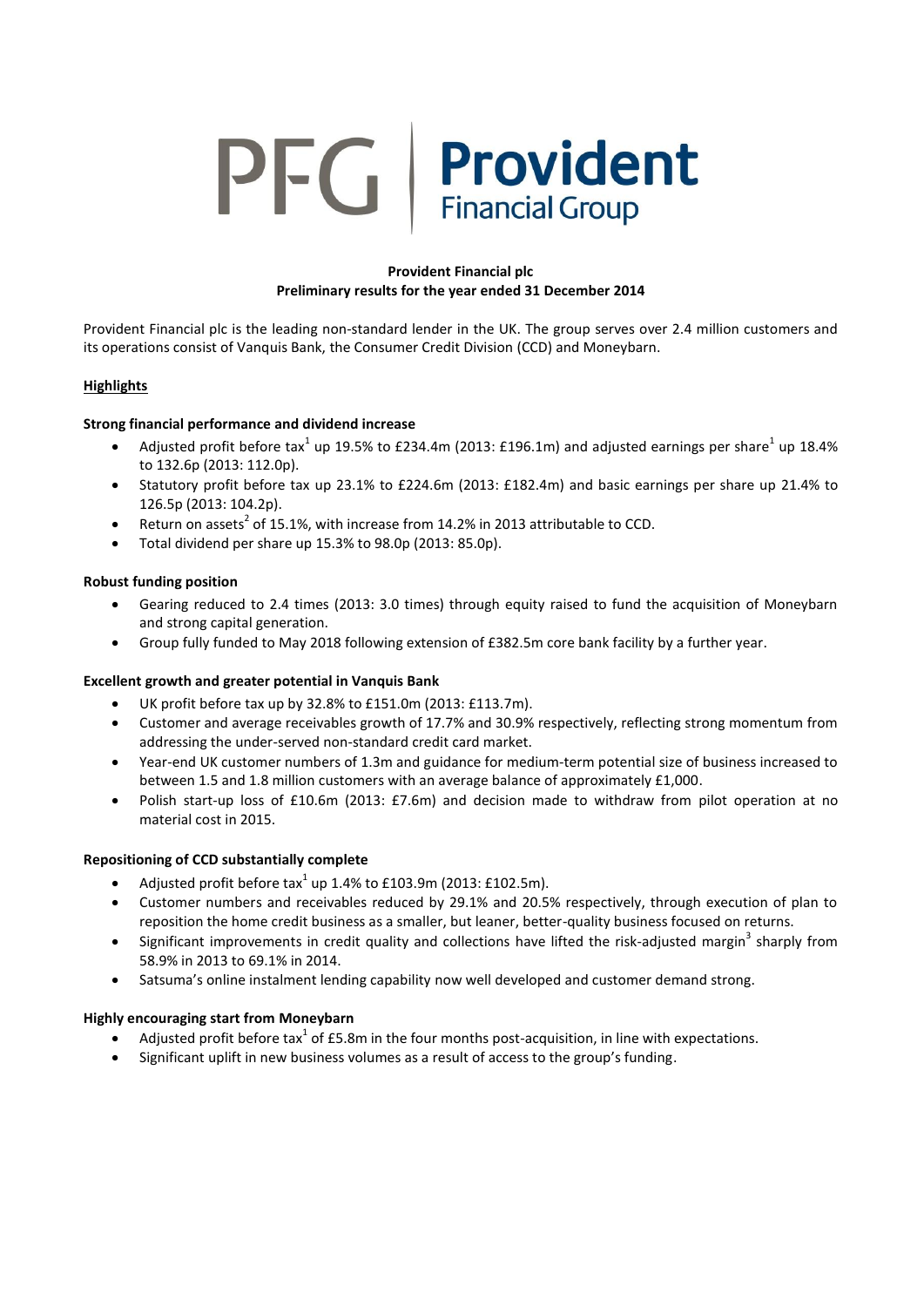PFG | **Provident** Financial Group

**Provident Financial plc**
**Preliminary results for the year ended 31 December 2014**

Provident Financial plc is the leading non-standard lender in the UK. The group serves over 2.4 million customers and its operations consist of Vanquis Bank, the Consumer Credit Division (CCD) and Moneybarn.

## Highlights

### Strong financial performance and dividend increase

- Adjusted profit before tax[1] up 19.5% to £234.4m (2013: £196.1m) and adjusted earnings per share[1] up 18.4% to 132.6p (2013: 112.0p).
- Statutory profit before tax up 23.1% to £224.6m (2013: £182.4m) and basic earnings per share up 21.4% to 126.5p (2013: 104.2p).
- Return on assets[2] of 15.1%, with increase from 14.2% in 2013 attributable to CCD.
- Total dividend per share up 15.3% to 98.0p (2013: 85.0p).

### Robust funding position

- Gearing reduced to 2.4 times (2013: 3.0 times) through equity raised to fund the acquisition of Moneybarn and strong capital generation.
- Group fully funded to May 2018 following extension of £382.5m core bank facility by a further year.

### Excellent growth and greater potential in Vanquis Bank

- UK profit before tax up by 32.8% to £151.0m (2013: £113.7m).
- Customer and average receivables growth of 17.7% and 30.9% respectively, reflecting strong momentum from addressing the under-served non-standard credit card market.
- Year-end UK customer numbers of 1.3m and guidance for medium-term potential size of business increased to between 1.5 and 1.8 million customers with an average balance of approximately £1,000.
- Polish start-up loss of £10.6m (2013: £7.6m) and decision made to withdraw from pilot operation at no material cost in 2015.

### Repositioning of CCD substantially complete

- Adjusted profit before tax[1] up 1.4% to £103.9m (2013: £102.5m).
- Customer numbers and receivables reduced by 29.1% and 20.5% respectively, through execution of plan to reposition the home credit business as a smaller, but leaner, better-quality business focused on returns.
- Significant improvements in credit quality and collections have lifted the risk-adjusted margin[3] sharply from 58.9% in 2013 to 69.1% in 2014.
- Satsuma's online instalment lending capability now well developed and customer demand strong.

### Highly encouraging start from Moneybarn

- Adjusted profit before tax[1] of £5.8m in the four months post-acquisition, in line with expectations.
- Significant uplift in new business volumes as a result of access to the group's funding.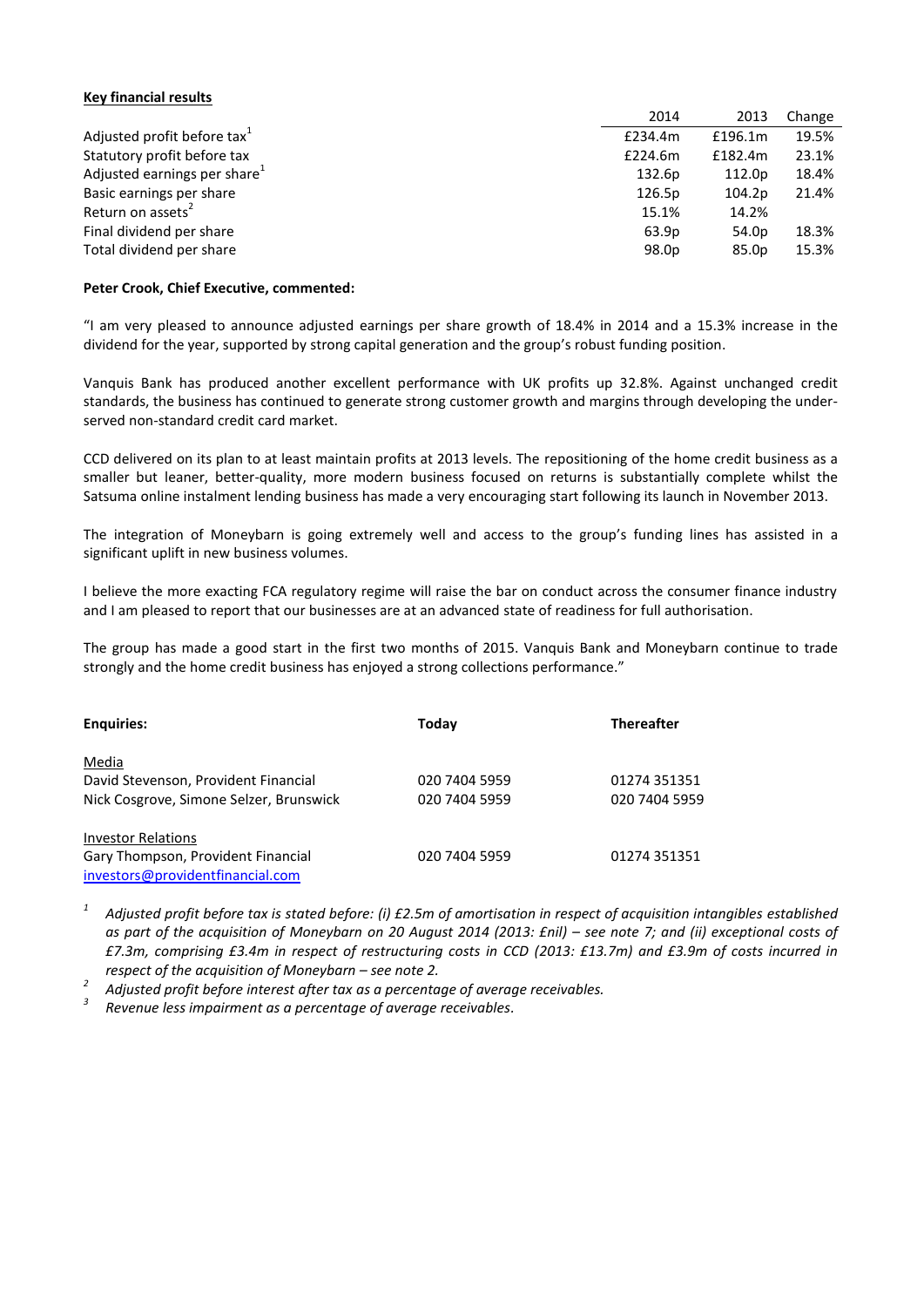**Key financial results**

| | 2014 | 2013 | Change |
|---|---|---|---|
| Adjusted profit before tax[1] | £234.4m | £196.1m | 19.5% |
| Statutory profit before tax | £224.6m | £182.4m | 23.1% |
| Adjusted earnings per share[1] | 132.6p | 112.0p | 18.4% |
| Basic earnings per share | 126.5p | 104.2p | 21.4% |
| Return on assets[2] | 15.1% | 14.2% | |
| Final dividend per share | 63.9p | 54.0p | 18.3% |
| Total dividend per share | 98.0p | 85.0p | 15.3% |

**Peter Crook, Chief Executive, commented:**

"I am very pleased to announce adjusted earnings per share growth of 18.4% in 2014 and a 15.3% increase in the dividend for the year, supported by strong capital generation and the group's robust funding position.

Vanquis Bank has produced another excellent performance with UK profits up 32.8%. Against unchanged credit standards, the business has continued to generate strong customer growth and margins through developing the under-served non-standard credit card market.

CCD delivered on its plan to at least maintain profits at 2013 levels. The repositioning of the home credit business as a smaller but leaner, better-quality, more modern business focused on returns is substantially complete whilst the Satsuma online instalment lending business has made a very encouraging start following its launch in November 2013.

The integration of Moneybarn is going extremely well and access to the group's funding lines has assisted in a significant uplift in new business volumes.

I believe the more exacting FCA regulatory regime will raise the bar on conduct across the consumer finance industry and I am pleased to report that our businesses are at an advanced state of readiness for full authorisation.

The group has made a good start in the first two months of 2015. Vanquis Bank and Moneybarn continue to trade strongly and the home credit business has enjoyed a strong collections performance."

| **Enquiries:** | **Today** | **Thereafter** |
|---|---|---|
| Media | | |
| David Stevenson, Provident Financial | 020 7404 5959 | 01274 351351 |
| Nick Cosgrove, Simone Selzer, Brunswick | 020 7404 5959 | 020 7404 5959 |
| Investor Relations | | |
| Gary Thompson, Provident Financial | 020 7404 5959 | 01274 351351 |
| investors@providentfinancial.com | | |

[1] *Adjusted profit before tax is stated before: (i) £2.5m of amortisation in respect of acquisition intangibles established as part of the acquisition of Moneybarn on 20 August 2014 (2013: £nil) – see note 7; and (ii) exceptional costs of £7.3m, comprising £3.4m in respect of restructuring costs in CCD (2013: £13.7m) and £3.9m of costs incurred in respect of the acquisition of Moneybarn – see note 2.*

[2] *Adjusted profit before interest after tax as a percentage of average receivables.*

[3] *Revenue less impairment as a percentage of average receivables.*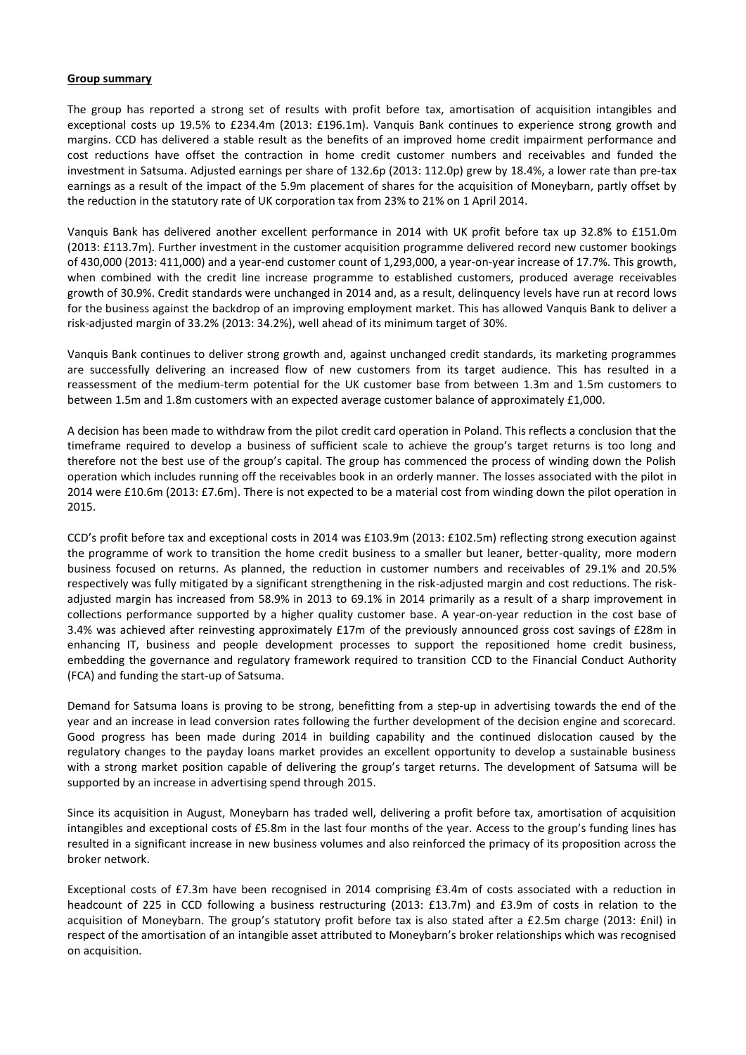**Group summary**

The group has reported a strong set of results with profit before tax, amortisation of acquisition intangibles and exceptional costs up 19.5% to £234.4m (2013: £196.1m). Vanquis Bank continues to experience strong growth and margins. CCD has delivered a stable result as the benefits of an improved home credit impairment performance and cost reductions have offset the contraction in home credit customer numbers and receivables and funded the investment in Satsuma. Adjusted earnings per share of 132.6p (2013: 112.0p) grew by 18.4%, a lower rate than pre-tax earnings as a result of the impact of the 5.9m placement of shares for the acquisition of Moneybarn, partly offset by the reduction in the statutory rate of UK corporation tax from 23% to 21% on 1 April 2014.

Vanquis Bank has delivered another excellent performance in 2014 with UK profit before tax up 32.8% to £151.0m (2013: £113.7m). Further investment in the customer acquisition programme delivered record new customer bookings of 430,000 (2013: 411,000) and a year-end customer count of 1,293,000, a year-on-year increase of 17.7%. This growth, when combined with the credit line increase programme to established customers, produced average receivables growth of 30.9%. Credit standards were unchanged in 2014 and, as a result, delinquency levels have run at record lows for the business against the backdrop of an improving employment market. This has allowed Vanquis Bank to deliver a risk-adjusted margin of 33.2% (2013: 34.2%), well ahead of its minimum target of 30%.

Vanquis Bank continues to deliver strong growth and, against unchanged credit standards, its marketing programmes are successfully delivering an increased flow of new customers from its target audience. This has resulted in a reassessment of the medium-term potential for the UK customer base from between 1.3m and 1.5m customers to between 1.5m and 1.8m customers with an expected average customer balance of approximately £1,000.

A decision has been made to withdraw from the pilot credit card operation in Poland. This reflects a conclusion that the timeframe required to develop a business of sufficient scale to achieve the group's target returns is too long and therefore not the best use of the group's capital. The group has commenced the process of winding down the Polish operation which includes running off the receivables book in an orderly manner. The losses associated with the pilot in 2014 were £10.6m (2013: £7.6m). There is not expected to be a material cost from winding down the pilot operation in 2015.

CCD's profit before tax and exceptional costs in 2014 was £103.9m (2013: £102.5m) reflecting strong execution against the programme of work to transition the home credit business to a smaller but leaner, better-quality, more modern business focused on returns. As planned, the reduction in customer numbers and receivables of 29.1% and 20.5% respectively was fully mitigated by a significant strengthening in the risk-adjusted margin and cost reductions. The risk-adjusted margin has increased from 58.9% in 2013 to 69.1% in 2014 primarily as a result of a sharp improvement in collections performance supported by a higher quality customer base. A year-on-year reduction in the cost base of 3.4% was achieved after reinvesting approximately £17m of the previously announced gross cost savings of £28m in enhancing IT, business and people development processes to support the repositioned home credit business, embedding the governance and regulatory framework required to transition CCD to the Financial Conduct Authority (FCA) and funding the start-up of Satsuma.

Demand for Satsuma loans is proving to be strong, benefitting from a step-up in advertising towards the end of the year and an increase in lead conversion rates following the further development of the decision engine and scorecard. Good progress has been made during 2014 in building capability and the continued dislocation caused by the regulatory changes to the payday loans market provides an excellent opportunity to develop a sustainable business with a strong market position capable of delivering the group's target returns. The development of Satsuma will be supported by an increase in advertising spend through 2015.

Since its acquisition in August, Moneybarn has traded well, delivering a profit before tax, amortisation of acquisition intangibles and exceptional costs of £5.8m in the last four months of the year. Access to the group's funding lines has resulted in a significant increase in new business volumes and also reinforced the primacy of its proposition across the broker network.

Exceptional costs of £7.3m have been recognised in 2014 comprising £3.4m of costs associated with a reduction in headcount of 225 in CCD following a business restructuring (2013: £13.7m) and £3.9m of costs in relation to the acquisition of Moneybarn. The group's statutory profit before tax is also stated after a £2.5m charge (2013: £nil) in respect of the amortisation of an intangible asset attributed to Moneybarn's broker relationships which was recognised on acquisition.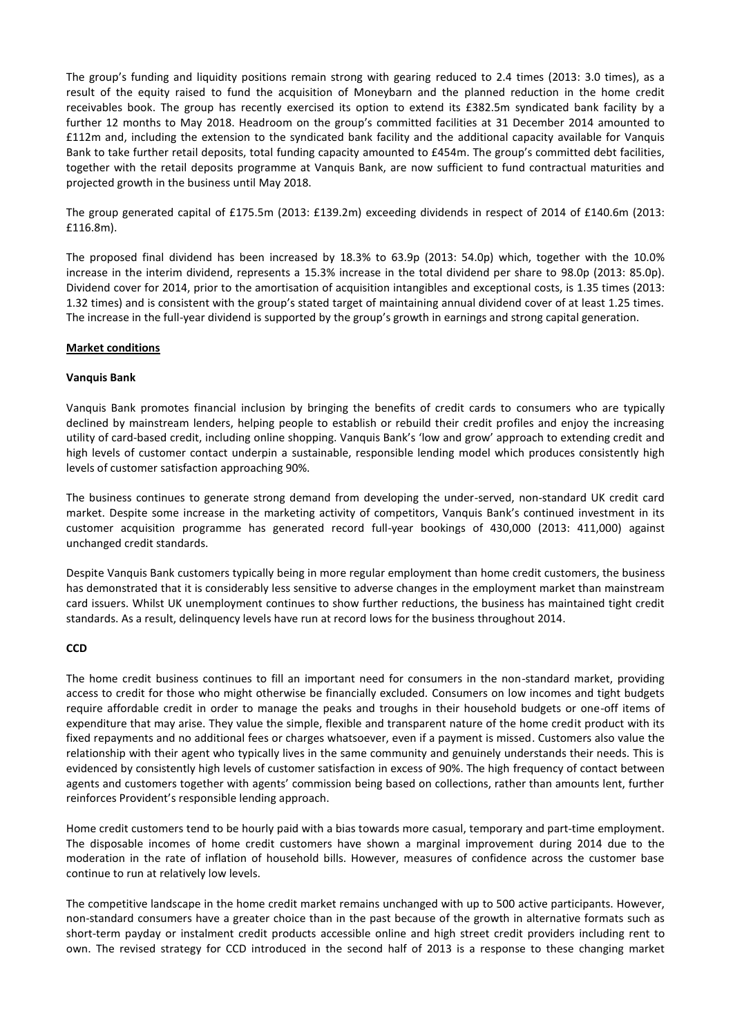The group's funding and liquidity positions remain strong with gearing reduced to 2.4 times (2013: 3.0 times), as a result of the equity raised to fund the acquisition of Moneybarn and the planned reduction in the home credit receivables book. The group has recently exercised its option to extend its £382.5m syndicated bank facility by a further 12 months to May 2018. Headroom on the group's committed facilities at 31 December 2014 amounted to £112m and, including the extension to the syndicated bank facility and the additional capacity available for Vanquis Bank to take further retail deposits, total funding capacity amounted to £454m. The group's committed debt facilities, together with the retail deposits programme at Vanquis Bank, are now sufficient to fund contractual maturities and projected growth in the business until May 2018.

The group generated capital of £175.5m (2013: £139.2m) exceeding dividends in respect of 2014 of £140.6m (2013: £116.8m).

The proposed final dividend has been increased by 18.3% to 63.9p (2013: 54.0p) which, together with the 10.0% increase in the interim dividend, represents a 15.3% increase in the total dividend per share to 98.0p (2013: 85.0p). Dividend cover for 2014, prior to the amortisation of acquisition intangibles and exceptional costs, is 1.35 times (2013: 1.32 times) and is consistent with the group's stated target of maintaining annual dividend cover of at least 1.25 times. The increase in the full-year dividend is supported by the group's growth in earnings and strong capital generation.

## Market conditions

### Vanquis Bank

Vanquis Bank promotes financial inclusion by bringing the benefits of credit cards to consumers who are typically declined by mainstream lenders, helping people to establish or rebuild their credit profiles and enjoy the increasing utility of card-based credit, including online shopping. Vanquis Bank's 'low and grow' approach to extending credit and high levels of customer contact underpin a sustainable, responsible lending model which produces consistently high levels of customer satisfaction approaching 90%.

The business continues to generate strong demand from developing the under-served, non-standard UK credit card market. Despite some increase in the marketing activity of competitors, Vanquis Bank's continued investment in its customer acquisition programme has generated record full-year bookings of 430,000 (2013: 411,000) against unchanged credit standards.

Despite Vanquis Bank customers typically being in more regular employment than home credit customers, the business has demonstrated that it is considerably less sensitive to adverse changes in the employment market than mainstream card issuers. Whilst UK unemployment continues to show further reductions, the business has maintained tight credit standards. As a result, delinquency levels have run at record lows for the business throughout 2014.

### CCD

The home credit business continues to fill an important need for consumers in the non-standard market, providing access to credit for those who might otherwise be financially excluded. Consumers on low incomes and tight budgets require affordable credit in order to manage the peaks and troughs in their household budgets or one-off items of expenditure that may arise. They value the simple, flexible and transparent nature of the home credit product with its fixed repayments and no additional fees or charges whatsoever, even if a payment is missed. Customers also value the relationship with their agent who typically lives in the same community and genuinely understands their needs. This is evidenced by consistently high levels of customer satisfaction in excess of 90%. The high frequency of contact between agents and customers together with agents' commission being based on collections, rather than amounts lent, further reinforces Provident's responsible lending approach.

Home credit customers tend to be hourly paid with a bias towards more casual, temporary and part-time employment. The disposable incomes of home credit customers have shown a marginal improvement during 2014 due to the moderation in the rate of inflation of household bills. However, measures of confidence across the customer base continue to run at relatively low levels.

The competitive landscape in the home credit market remains unchanged with up to 500 active participants. However, non-standard consumers have a greater choice than in the past because of the growth in alternative formats such as short-term payday or instalment credit products accessible online and high street credit providers including rent to own. The revised strategy for CCD introduced in the second half of 2013 is a response to these changing market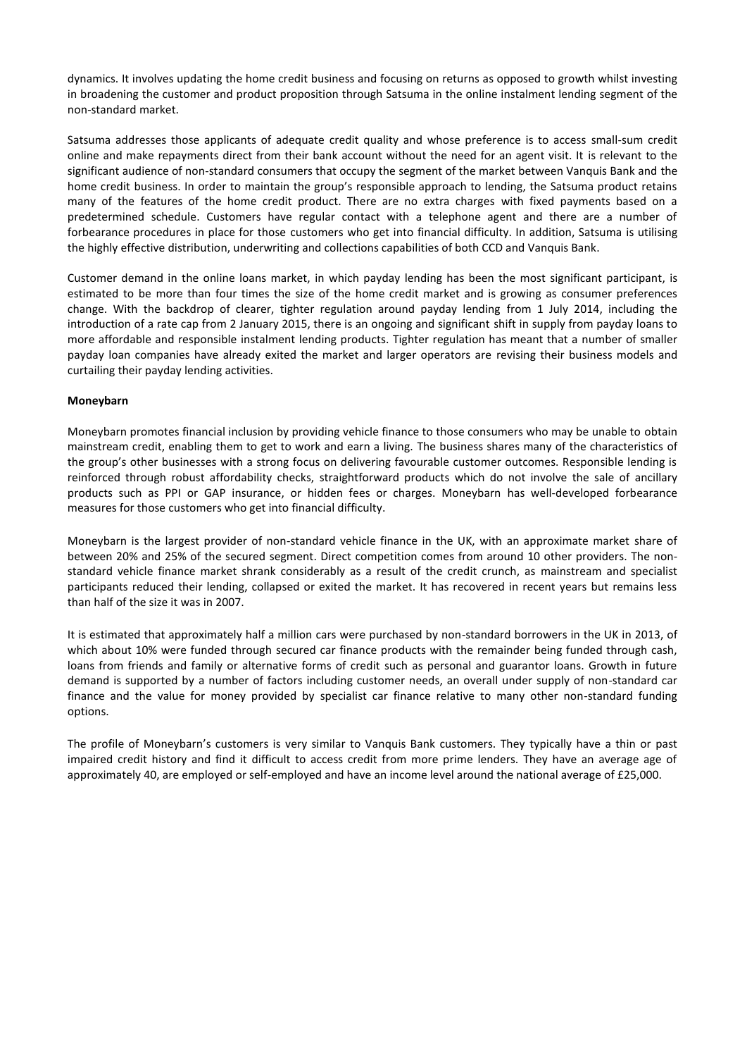dynamics. It involves updating the home credit business and focusing on returns as opposed to growth whilst investing in broadening the customer and product proposition through Satsuma in the online instalment lending segment of the non-standard market.

Satsuma addresses those applicants of adequate credit quality and whose preference is to access small-sum credit online and make repayments direct from their bank account without the need for an agent visit. It is relevant to the significant audience of non-standard consumers that occupy the segment of the market between Vanquis Bank and the home credit business. In order to maintain the group's responsible approach to lending, the Satsuma product retains many of the features of the home credit product. There are no extra charges with fixed payments based on a predetermined schedule. Customers have regular contact with a telephone agent and there are a number of forbearance procedures in place for those customers who get into financial difficulty. In addition, Satsuma is utilising the highly effective distribution, underwriting and collections capabilities of both CCD and Vanquis Bank.

Customer demand in the online loans market, in which payday lending has been the most significant participant, is estimated to be more than four times the size of the home credit market and is growing as consumer preferences change. With the backdrop of clearer, tighter regulation around payday lending from 1 July 2014, including the introduction of a rate cap from 2 January 2015, there is an ongoing and significant shift in supply from payday loans to more affordable and responsible instalment lending products. Tighter regulation has meant that a number of smaller payday loan companies have already exited the market and larger operators are revising their business models and curtailing their payday lending activities.

**Moneybarn**

Moneybarn promotes financial inclusion by providing vehicle finance to those consumers who may be unable to obtain mainstream credit, enabling them to get to work and earn a living. The business shares many of the characteristics of the group's other businesses with a strong focus on delivering favourable customer outcomes. Responsible lending is reinforced through robust affordability checks, straightforward products which do not involve the sale of ancillary products such as PPI or GAP insurance, or hidden fees or charges. Moneybarn has well-developed forbearance measures for those customers who get into financial difficulty.

Moneybarn is the largest provider of non-standard vehicle finance in the UK, with an approximate market share of between 20% and 25% of the secured segment. Direct competition comes from around 10 other providers. The non-standard vehicle finance market shrank considerably as a result of the credit crunch, as mainstream and specialist participants reduced their lending, collapsed or exited the market. It has recovered in recent years but remains less than half of the size it was in 2007.

It is estimated that approximately half a million cars were purchased by non-standard borrowers in the UK in 2013, of which about 10% were funded through secured car finance products with the remainder being funded through cash, loans from friends and family or alternative forms of credit such as personal and guarantor loans. Growth in future demand is supported by a number of factors including customer needs, an overall under supply of non-standard car finance and the value for money provided by specialist car finance relative to many other non-standard funding options.

The profile of Moneybarn's customers is very similar to Vanquis Bank customers. They typically have a thin or past impaired credit history and find it difficult to access credit from more prime lenders. They have an average age of approximately 40, are employed or self-employed and have an income level around the national average of £25,000.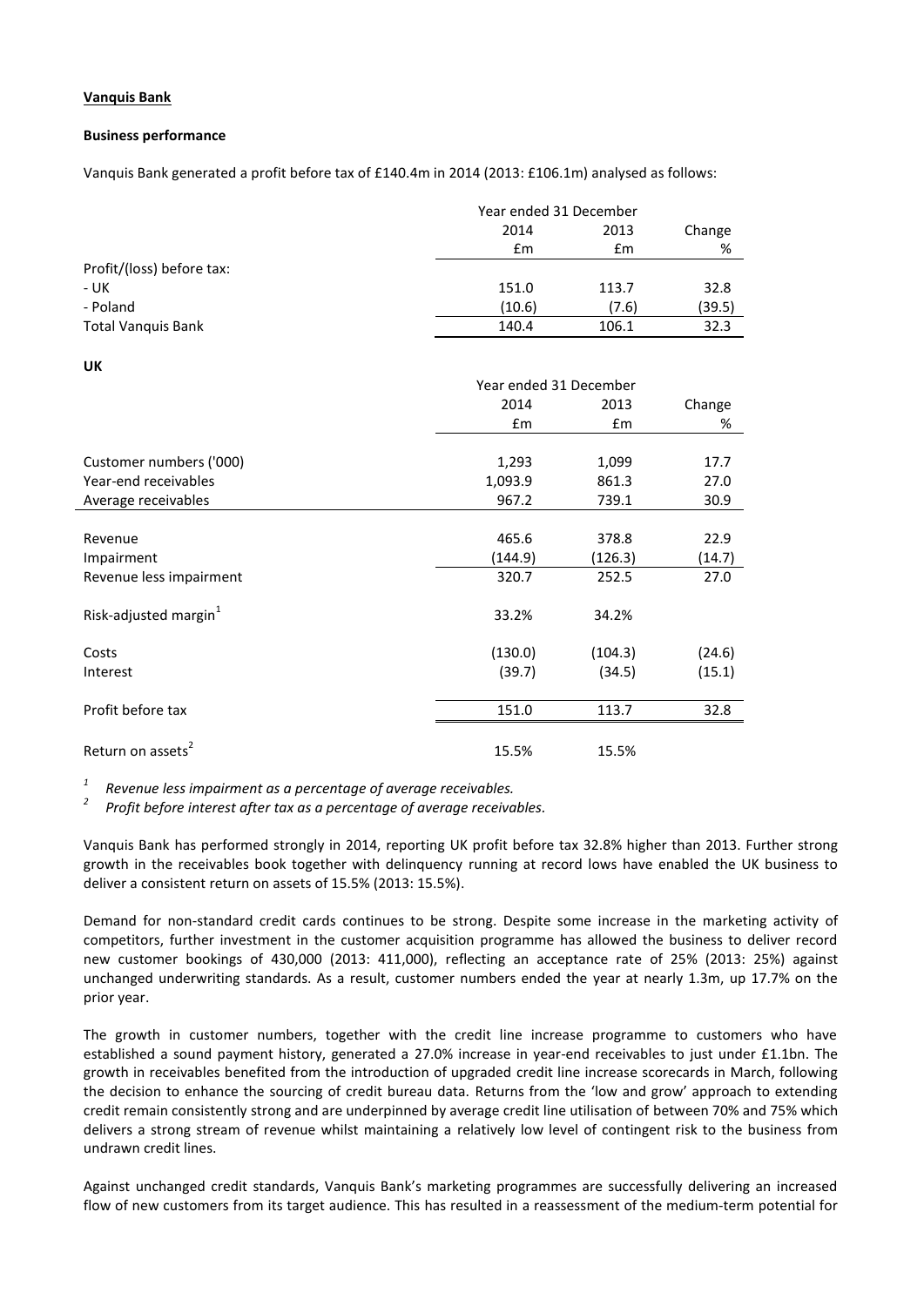**Vanquis Bank**

**Business performance**

Vanquis Bank generated a profit before tax of £140.4m in 2014 (2013: £106.1m) analysed as follows:

| | Year ended 31 December | | |
|---|---|---|---|
| | 2014 | 2013 | Change |
| | £m | £m | % |
| Profit/(loss) before tax: | | | |
| - UK | 151.0 | 113.7 | 32.8 |
| - Poland | (10.6) | (7.6) | (39.5) |
| Total Vanquis Bank | 140.4 | 106.1 | 32.3 |

**UK**

| | Year ended 31 December | | |
|---|---|---|---|
| | 2014 | 2013 | Change |
| | £m | £m | % |
| Customer numbers ('000) | 1,293 | 1,099 | 17.7 |
| Year-end receivables | 1,093.9 | 861.3 | 27.0 |
| Average receivables | 967.2 | 739.1 | 30.9 |
| Revenue | 465.6 | 378.8 | 22.9 |
| Impairment | (144.9) | (126.3) | (14.7) |
| Revenue less impairment | 320.7 | 252.5 | 27.0 |
| Risk-adjusted margin[1] | 33.2% | 34.2% | |
| Costs | (130.0) | (104.3) | (24.6) |
| Interest | (39.7) | (34.5) | (15.1) |
| Profit before tax | 151.0 | 113.7 | 32.8 |
| Return on assets[2] | 15.5% | 15.5% | |

[1] *Revenue less impairment as a percentage of average receivables.*
[2] *Profit before interest after tax as a percentage of average receivables.*

Vanquis Bank has performed strongly in 2014, reporting UK profit before tax 32.8% higher than 2013. Further strong growth in the receivables book together with delinquency running at record lows have enabled the UK business to deliver a consistent return on assets of 15.5% (2013: 15.5%).

Demand for non-standard credit cards continues to be strong. Despite some increase in the marketing activity of competitors, further investment in the customer acquisition programme has allowed the business to deliver record new customer bookings of 430,000 (2013: 411,000), reflecting an acceptance rate of 25% (2013: 25%) against unchanged underwriting standards. As a result, customer numbers ended the year at nearly 1.3m, up 17.7% on the prior year.

The growth in customer numbers, together with the credit line increase programme to customers who have established a sound payment history, generated a 27.0% increase in year-end receivables to just under £1.1bn. The growth in receivables benefited from the introduction of upgraded credit line increase scorecards in March, following the decision to enhance the sourcing of credit bureau data. Returns from the 'low and grow' approach to extending credit remain consistently strong and are underpinned by average credit line utilisation of between 70% and 75% which delivers a strong stream of revenue whilst maintaining a relatively low level of contingent risk to the business from undrawn credit lines.

Against unchanged credit standards, Vanquis Bank's marketing programmes are successfully delivering an increased flow of new customers from its target audience. This has resulted in a reassessment of the medium-term potential for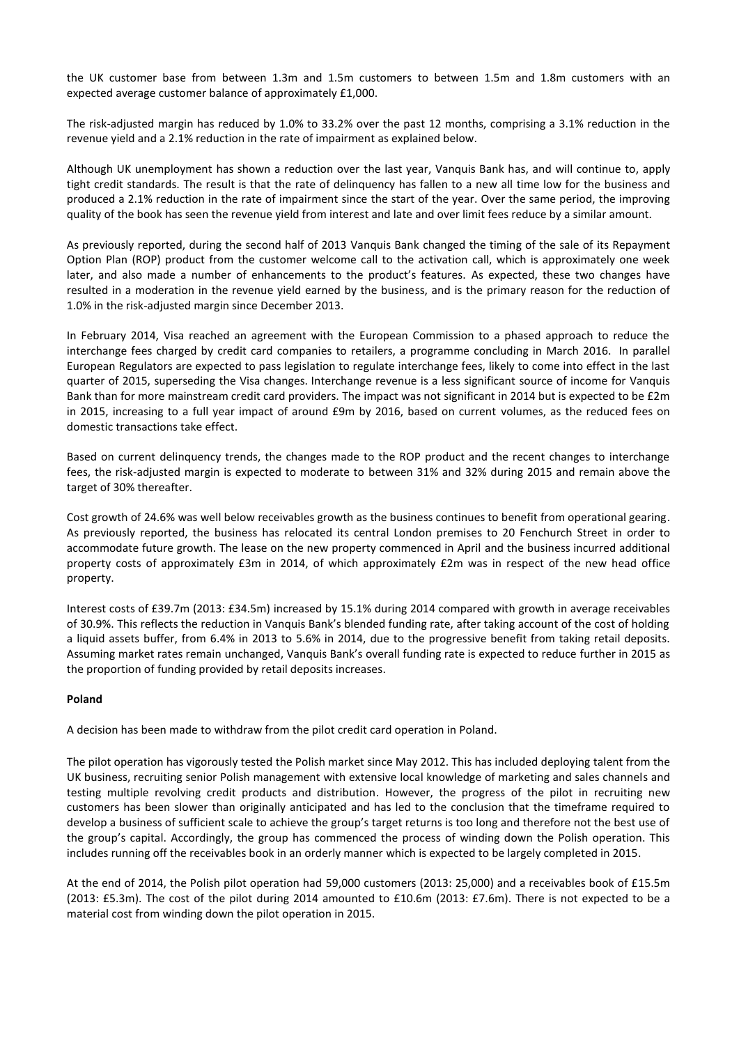the UK customer base from between 1.3m and 1.5m customers to between 1.5m and 1.8m customers with an expected average customer balance of approximately £1,000.

The risk-adjusted margin has reduced by 1.0% to 33.2% over the past 12 months, comprising a 3.1% reduction in the revenue yield and a 2.1% reduction in the rate of impairment as explained below.

Although UK unemployment has shown a reduction over the last year, Vanquis Bank has, and will continue to, apply tight credit standards. The result is that the rate of delinquency has fallen to a new all time low for the business and produced a 2.1% reduction in the rate of impairment since the start of the year. Over the same period, the improving quality of the book has seen the revenue yield from interest and late and over limit fees reduce by a similar amount.

As previously reported, during the second half of 2013 Vanquis Bank changed the timing of the sale of its Repayment Option Plan (ROP) product from the customer welcome call to the activation call, which is approximately one week later, and also made a number of enhancements to the product's features. As expected, these two changes have resulted in a moderation in the revenue yield earned by the business, and is the primary reason for the reduction of 1.0% in the risk-adjusted margin since December 2013.

In February 2014, Visa reached an agreement with the European Commission to a phased approach to reduce the interchange fees charged by credit card companies to retailers, a programme concluding in March 2016. In parallel European Regulators are expected to pass legislation to regulate interchange fees, likely to come into effect in the last quarter of 2015, superseding the Visa changes. Interchange revenue is a less significant source of income for Vanquis Bank than for more mainstream credit card providers. The impact was not significant in 2014 but is expected to be £2m in 2015, increasing to a full year impact of around £9m by 2016, based on current volumes, as the reduced fees on domestic transactions take effect.

Based on current delinquency trends, the changes made to the ROP product and the recent changes to interchange fees, the risk-adjusted margin is expected to moderate to between 31% and 32% during 2015 and remain above the target of 30% thereafter.

Cost growth of 24.6% was well below receivables growth as the business continues to benefit from operational gearing. As previously reported, the business has relocated its central London premises to 20 Fenchurch Street in order to accommodate future growth. The lease on the new property commenced in April and the business incurred additional property costs of approximately £3m in 2014, of which approximately £2m was in respect of the new head office property.

Interest costs of £39.7m (2013: £34.5m) increased by 15.1% during 2014 compared with growth in average receivables of 30.9%. This reflects the reduction in Vanquis Bank's blended funding rate, after taking account of the cost of holding a liquid assets buffer, from 6.4% in 2013 to 5.6% in 2014, due to the progressive benefit from taking retail deposits. Assuming market rates remain unchanged, Vanquis Bank's overall funding rate is expected to reduce further in 2015 as the proportion of funding provided by retail deposits increases.

**Poland**

A decision has been made to withdraw from the pilot credit card operation in Poland.

The pilot operation has vigorously tested the Polish market since May 2012. This has included deploying talent from the UK business, recruiting senior Polish management with extensive local knowledge of marketing and sales channels and testing multiple revolving credit products and distribution. However, the progress of the pilot in recruiting new customers has been slower than originally anticipated and has led to the conclusion that the timeframe required to develop a business of sufficient scale to achieve the group's target returns is too long and therefore not the best use of the group's capital. Accordingly, the group has commenced the process of winding down the Polish operation. This includes running off the receivables book in an orderly manner which is expected to be largely completed in 2015.

At the end of 2014, the Polish pilot operation had 59,000 customers (2013: 25,000) and a receivables book of £15.5m (2013: £5.3m). The cost of the pilot during 2014 amounted to £10.6m (2013: £7.6m). There is not expected to be a material cost from winding down the pilot operation in 2015.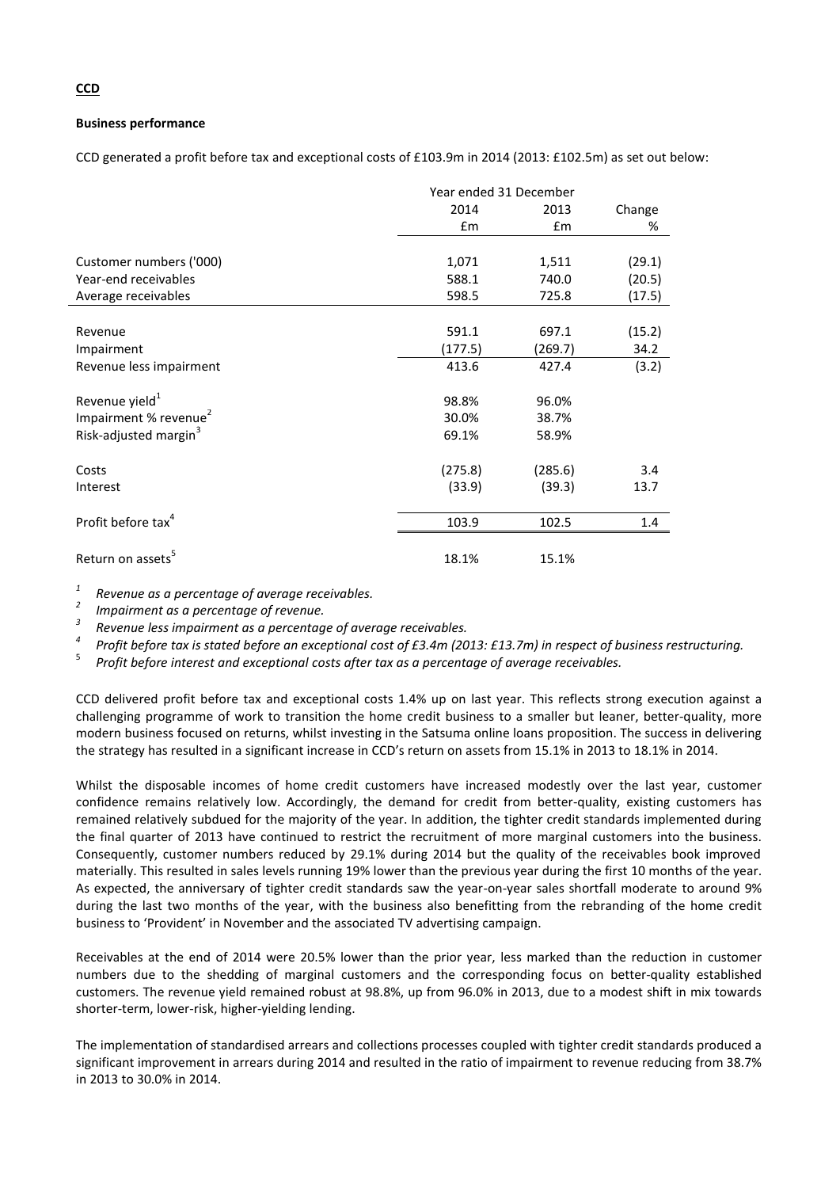## CCD

### Business performance

CCD generated a profit before tax and exceptional costs of £103.9m in 2014 (2013: £102.5m) as set out below:

| | Year ended 31 December | | |
|---|---|---|---|
| | 2014 | 2013 | Change |
| | £m | £m | % |
| Customer numbers ('000) | 1,071 | 1,511 | (29.1) |
| Year-end receivables | 588.1 | 740.0 | (20.5) |
| Average receivables | 598.5 | 725.8 | (17.5) |
| | | | |
| Revenue | 591.1 | 697.1 | (15.2) |
| Impairment | (177.5) | (269.7) | 34.2 |
| Revenue less impairment | 413.6 | 427.4 | (3.2) |
| | | | |
| Revenue yield[1] | 98.8% | 96.0% | |
| Impairment % revenue[2] | 30.0% | 38.7% | |
| Risk-adjusted margin[3] | 69.1% | 58.9% | |
| | | | |
| Costs | (275.8) | (285.6) | 3.4 |
| Interest | (33.9) | (39.3) | 13.7 |
| | | | |
| Profit before tax[4] | 103.9 | 102.5 | 1.4 |
| | | | |
| Return on assets[5] | 18.1% | 15.1% | |

[1] *Revenue as a percentage of average receivables.*

[2] *Impairment as a percentage of revenue.*

[3] *Revenue less impairment as a percentage of average receivables.*

[4] *Profit before tax is stated before an exceptional cost of £3.4m (2013: £13.7m) in respect of business restructuring.*

[5] *Profit before interest and exceptional costs after tax as a percentage of average receivables.*

CCD delivered profit before tax and exceptional costs 1.4% up on last year. This reflects strong execution against a challenging programme of work to transition the home credit business to a smaller but leaner, better-quality, more modern business focused on returns, whilst investing in the Satsuma online loans proposition. The success in delivering the strategy has resulted in a significant increase in CCD's return on assets from 15.1% in 2013 to 18.1% in 2014.

Whilst the disposable incomes of home credit customers have increased modestly over the last year, customer confidence remains relatively low. Accordingly, the demand for credit from better-quality, existing customers has remained relatively subdued for the majority of the year. In addition, the tighter credit standards implemented during the final quarter of 2013 have continued to restrict the recruitment of more marginal customers into the business. Consequently, customer numbers reduced by 29.1% during 2014 but the quality of the receivables book improved materially. This resulted in sales levels running 19% lower than the previous year during the first 10 months of the year. As expected, the anniversary of tighter credit standards saw the year-on-year sales shortfall moderate to around 9% during the last two months of the year, with the business also benefitting from the rebranding of the home credit business to 'Provident' in November and the associated TV advertising campaign.

Receivables at the end of 2014 were 20.5% lower than the prior year, less marked than the reduction in customer numbers due to the shedding of marginal customers and the corresponding focus on better-quality established customers. The revenue yield remained robust at 98.8%, up from 96.0% in 2013, due to a modest shift in mix towards shorter-term, lower-risk, higher-yielding lending.

The implementation of standardised arrears and collections processes coupled with tighter credit standards produced a significant improvement in arrears during 2014 and resulted in the ratio of impairment to revenue reducing from 38.7% in 2013 to 30.0% in 2014.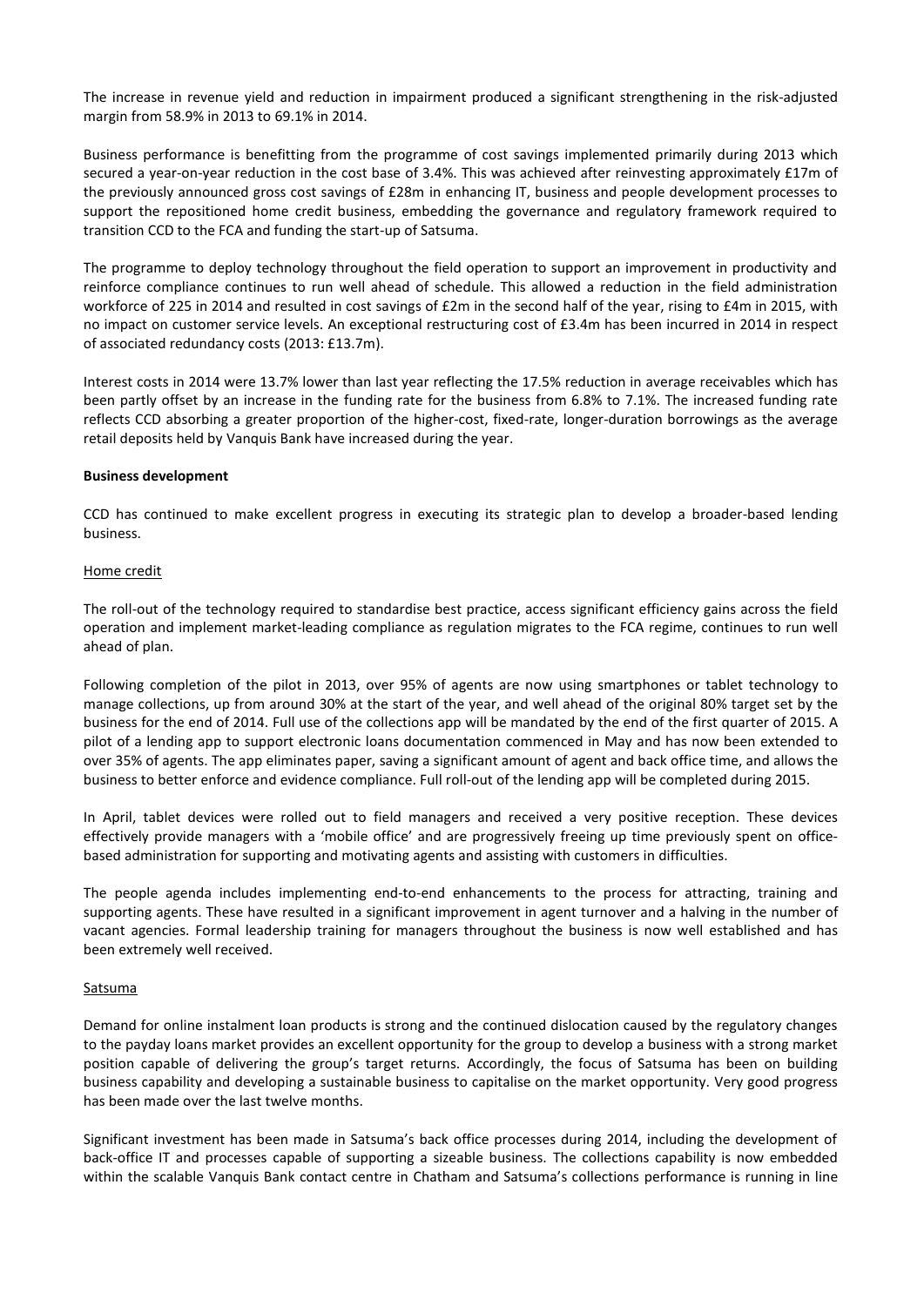The increase in revenue yield and reduction in impairment produced a significant strengthening in the risk-adjusted margin from 58.9% in 2013 to 69.1% in 2014.

Business performance is benefitting from the programme of cost savings implemented primarily during 2013 which secured a year-on-year reduction in the cost base of 3.4%. This was achieved after reinvesting approximately £17m of the previously announced gross cost savings of £28m in enhancing IT, business and people development processes to support the repositioned home credit business, embedding the governance and regulatory framework required to transition CCD to the FCA and funding the start-up of Satsuma.

The programme to deploy technology throughout the field operation to support an improvement in productivity and reinforce compliance continues to run well ahead of schedule. This allowed a reduction in the field administration workforce of 225 in 2014 and resulted in cost savings of £2m in the second half of the year, rising to £4m in 2015, with no impact on customer service levels. An exceptional restructuring cost of £3.4m has been incurred in 2014 in respect of associated redundancy costs (2013: £13.7m).

Interest costs in 2014 were 13.7% lower than last year reflecting the 17.5% reduction in average receivables which has been partly offset by an increase in the funding rate for the business from 6.8% to 7.1%. The increased funding rate reflects CCD absorbing a greater proportion of the higher-cost, fixed-rate, longer-duration borrowings as the average retail deposits held by Vanquis Bank have increased during the year.

**Business development**

CCD has continued to make excellent progress in executing its strategic plan to develop a broader-based lending business.

Home credit

The roll-out of the technology required to standardise best practice, access significant efficiency gains across the field operation and implement market-leading compliance as regulation migrates to the FCA regime, continues to run well ahead of plan.

Following completion of the pilot in 2013, over 95% of agents are now using smartphones or tablet technology to manage collections, up from around 30% at the start of the year, and well ahead of the original 80% target set by the business for the end of 2014. Full use of the collections app will be mandated by the end of the first quarter of 2015. A pilot of a lending app to support electronic loans documentation commenced in May and has now been extended to over 35% of agents. The app eliminates paper, saving a significant amount of agent and back office time, and allows the business to better enforce and evidence compliance. Full roll-out of the lending app will be completed during 2015.

In April, tablet devices were rolled out to field managers and received a very positive reception. These devices effectively provide managers with a 'mobile office' and are progressively freeing up time previously spent on office-based administration for supporting and motivating agents and assisting with customers in difficulties.

The people agenda includes implementing end-to-end enhancements to the process for attracting, training and supporting agents. These have resulted in a significant improvement in agent turnover and a halving in the number of vacant agencies. Formal leadership training for managers throughout the business is now well established and has been extremely well received.

Satsuma

Demand for online instalment loan products is strong and the continued dislocation caused by the regulatory changes to the payday loans market provides an excellent opportunity for the group to develop a business with a strong market position capable of delivering the group's target returns. Accordingly, the focus of Satsuma has been on building business capability and developing a sustainable business to capitalise on the market opportunity. Very good progress has been made over the last twelve months.

Significant investment has been made in Satsuma's back office processes during 2014, including the development of back-office IT and processes capable of supporting a sizeable business. The collections capability is now embedded within the scalable Vanquis Bank contact centre in Chatham and Satsuma's collections performance is running in line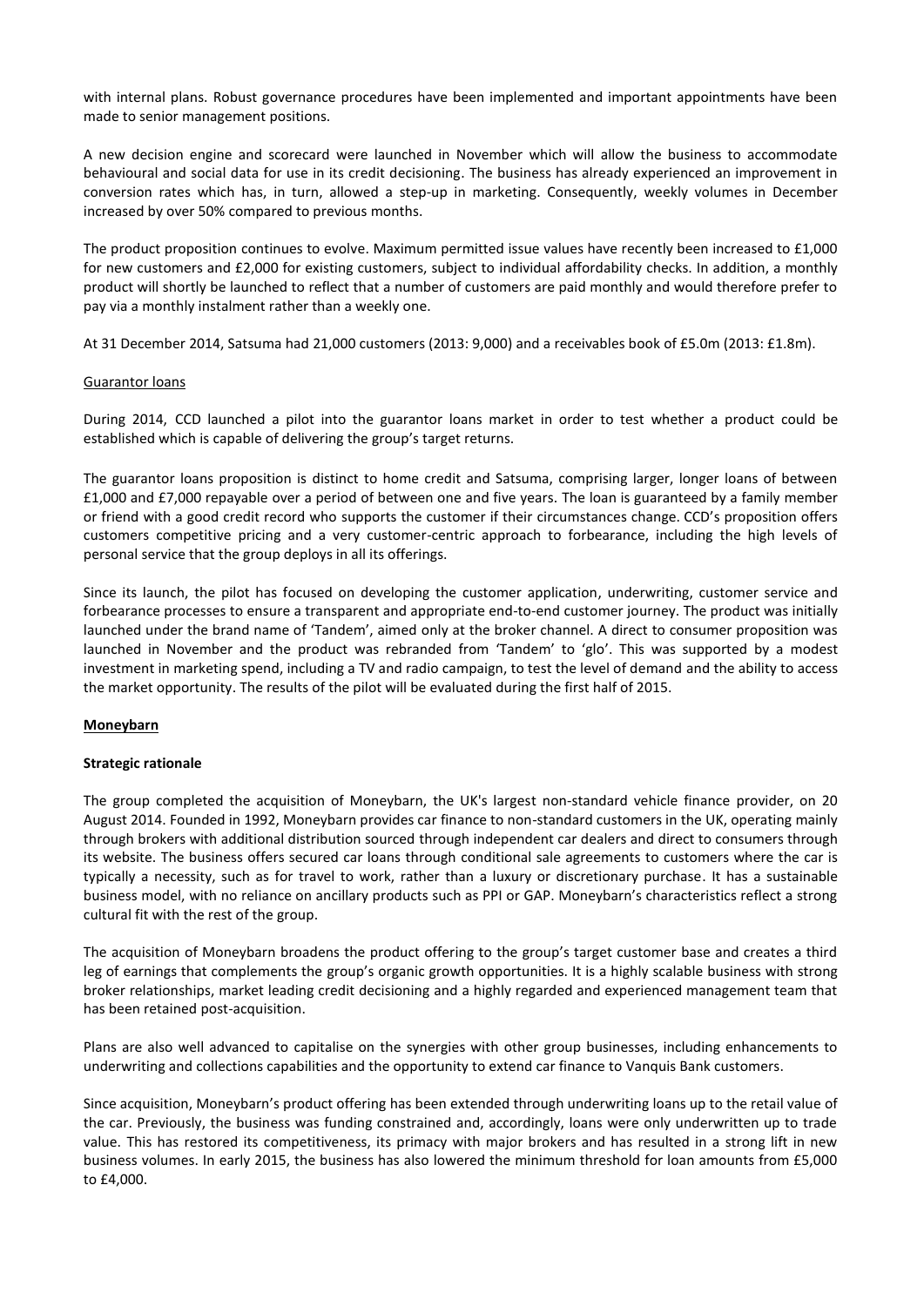with internal plans. Robust governance procedures have been implemented and important appointments have been made to senior management positions.

A new decision engine and scorecard were launched in November which will allow the business to accommodate behavioural and social data for use in its credit decisioning. The business has already experienced an improvement in conversion rates which has, in turn, allowed a step-up in marketing. Consequently, weekly volumes in December increased by over 50% compared to previous months.

The product proposition continues to evolve. Maximum permitted issue values have recently been increased to £1,000 for new customers and £2,000 for existing customers, subject to individual affordability checks. In addition, a monthly product will shortly be launched to reflect that a number of customers are paid monthly and would therefore prefer to pay via a monthly instalment rather than a weekly one.

At 31 December 2014, Satsuma had 21,000 customers (2013: 9,000) and a receivables book of £5.0m (2013: £1.8m).

Guarantor loans

During 2014, CCD launched a pilot into the guarantor loans market in order to test whether a product could be established which is capable of delivering the group's target returns.

The guarantor loans proposition is distinct to home credit and Satsuma, comprising larger, longer loans of between £1,000 and £7,000 repayable over a period of between one and five years. The loan is guaranteed by a family member or friend with a good credit record who supports the customer if their circumstances change. CCD's proposition offers customers competitive pricing and a very customer-centric approach to forbearance, including the high levels of personal service that the group deploys in all its offerings.

Since its launch, the pilot has focused on developing the customer application, underwriting, customer service and forbearance processes to ensure a transparent and appropriate end-to-end customer journey. The product was initially launched under the brand name of 'Tandem', aimed only at the broker channel. A direct to consumer proposition was launched in November and the product was rebranded from 'Tandem' to 'glo'. This was supported by a modest investment in marketing spend, including a TV and radio campaign, to test the level of demand and the ability to access the market opportunity. The results of the pilot will be evaluated during the first half of 2015.

## Moneybarn

### Strategic rationale

The group completed the acquisition of Moneybarn, the UK's largest non-standard vehicle finance provider, on 20 August 2014. Founded in 1992, Moneybarn provides car finance to non-standard customers in the UK, operating mainly through brokers with additional distribution sourced through independent car dealers and direct to consumers through its website. The business offers secured car loans through conditional sale agreements to customers where the car is typically a necessity, such as for travel to work, rather than a luxury or discretionary purchase. It has a sustainable business model, with no reliance on ancillary products such as PPI or GAP. Moneybarn's characteristics reflect a strong cultural fit with the rest of the group.

The acquisition of Moneybarn broadens the product offering to the group's target customer base and creates a third leg of earnings that complements the group's organic growth opportunities. It is a highly scalable business with strong broker relationships, market leading credit decisioning and a highly regarded and experienced management team that has been retained post-acquisition.

Plans are also well advanced to capitalise on the synergies with other group businesses, including enhancements to underwriting and collections capabilities and the opportunity to extend car finance to Vanquis Bank customers.

Since acquisition, Moneybarn's product offering has been extended through underwriting loans up to the retail value of the car. Previously, the business was funding constrained and, accordingly, loans were only underwritten up to trade value. This has restored its competitiveness, its primacy with major brokers and has resulted in a strong lift in new business volumes. In early 2015, the business has also lowered the minimum threshold for loan amounts from £5,000 to £4,000.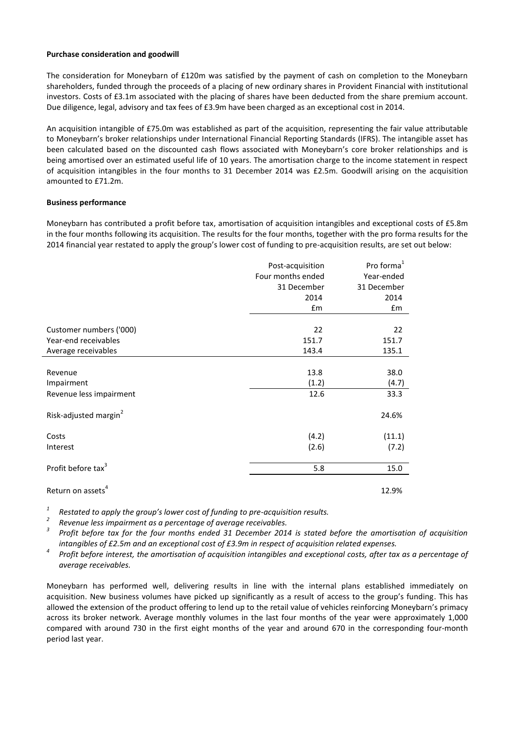**Purchase consideration and goodwill**

The consideration for Moneybarn of £120m was satisfied by the payment of cash on completion to the Moneybarn shareholders, funded through the proceeds of a placing of new ordinary shares in Provident Financial with institutional investors. Costs of £3.1m associated with the placing of shares have been deducted from the share premium account. Due diligence, legal, advisory and tax fees of £3.9m have been charged as an exceptional cost in 2014.

An acquisition intangible of £75.0m was established as part of the acquisition, representing the fair value attributable to Moneybarn's broker relationships under International Financial Reporting Standards (IFRS). The intangible asset has been calculated based on the discounted cash flows associated with Moneybarn's core broker relationships and is being amortised over an estimated useful life of 10 years. The amortisation charge to the income statement in respect of acquisition intangibles in the four months to 31 December 2014 was £2.5m. Goodwill arising on the acquisition amounted to £71.2m.

**Business performance**

Moneybarn has contributed a profit before tax, amortisation of acquisition intangibles and exceptional costs of £5.8m in the four months following its acquisition. The results for the four months, together with the pro forma results for the 2014 financial year restated to apply the group's lower cost of funding to pre-acquisition results, are set out below:

| | Post-acquisition Four months ended 31 December 2014 £m | Pro forma[1] Year-ended 31 December 2014 £m |
|---|---|---|
| Customer numbers ('000) | 22 | 22 |
| Year-end receivables | 151.7 | 151.7 |
| Average receivables | 143.4 | 135.1 |
| Revenue | 13.8 | 38.0 |
| Impairment | (1.2) | (4.7) |
| Revenue less impairment | 12.6 | 33.3 |
| Risk-adjusted margin[2] | | 24.6% |
| Costs | (4.2) | (11.1) |
| Interest | (2.6) | (7.2) |
| Profit before tax[3] | 5.8 | 15.0 |
| Return on assets[4] | | 12.9% |

[1] *Restated to apply the group's lower cost of funding to pre-acquisition results.*

[2] *Revenue less impairment as a percentage of average receivables.*

[3] *Profit before tax for the four months ended 31 December 2014 is stated before the amortisation of acquisition intangibles of £2.5m and an exceptional cost of £3.9m in respect of acquisition related expenses.*

[4] *Profit before interest, the amortisation of acquisition intangibles and exceptional costs, after tax as a percentage of average receivables.*

Moneybarn has performed well, delivering results in line with the internal plans established immediately on acquisition. New business volumes have picked up significantly as a result of access to the group's funding. This has allowed the extension of the product offering to lend up to the retail value of vehicles reinforcing Moneybarn's primacy across its broker network. Average monthly volumes in the last four months of the year were approximately 1,000 compared with around 730 in the first eight months of the year and around 670 in the corresponding four-month period last year.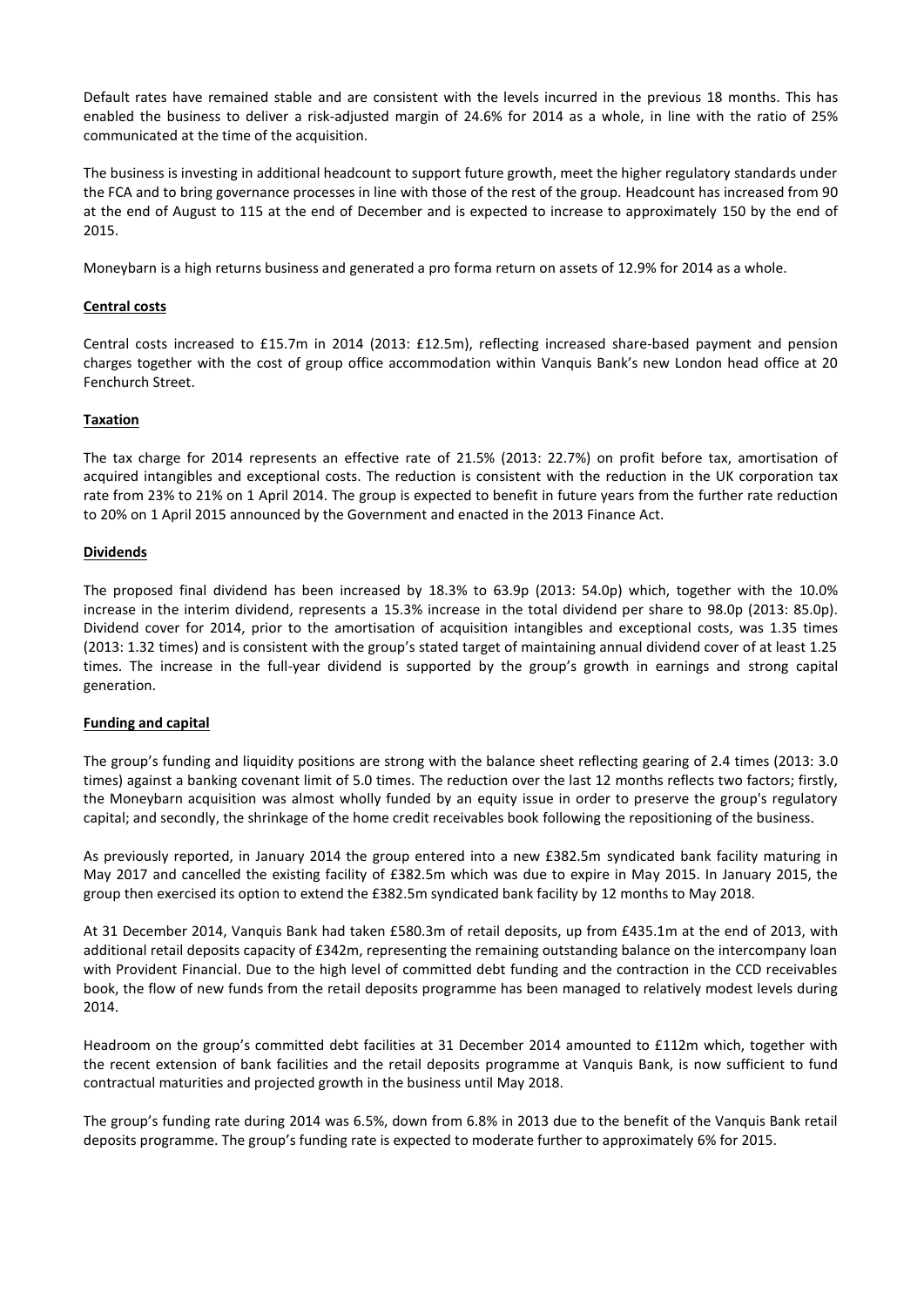Default rates have remained stable and are consistent with the levels incurred in the previous 18 months. This has enabled the business to deliver a risk-adjusted margin of 24.6% for 2014 as a whole, in line with the ratio of 25% communicated at the time of the acquisition.

The business is investing in additional headcount to support future growth, meet the higher regulatory standards under the FCA and to bring governance processes in line with those of the rest of the group. Headcount has increased from 90 at the end of August to 115 at the end of December and is expected to increase to approximately 150 by the end of 2015.

Moneybarn is a high returns business and generated a pro forma return on assets of 12.9% for 2014 as a whole.

**Central costs**

Central costs increased to £15.7m in 2014 (2013: £12.5m), reflecting increased share-based payment and pension charges together with the cost of group office accommodation within Vanquis Bank's new London head office at 20 Fenchurch Street.

**Taxation**

The tax charge for 2014 represents an effective rate of 21.5% (2013: 22.7%) on profit before tax, amortisation of acquired intangibles and exceptional costs. The reduction is consistent with the reduction in the UK corporation tax rate from 23% to 21% on 1 April 2014. The group is expected to benefit in future years from the further rate reduction to 20% on 1 April 2015 announced by the Government and enacted in the 2013 Finance Act.

**Dividends**

The proposed final dividend has been increased by 18.3% to 63.9p (2013: 54.0p) which, together with the 10.0% increase in the interim dividend, represents a 15.3% increase in the total dividend per share to 98.0p (2013: 85.0p). Dividend cover for 2014, prior to the amortisation of acquisition intangibles and exceptional costs, was 1.35 times (2013: 1.32 times) and is consistent with the group's stated target of maintaining annual dividend cover of at least 1.25 times. The increase in the full-year dividend is supported by the group's growth in earnings and strong capital generation.

**Funding and capital**

The group's funding and liquidity positions are strong with the balance sheet reflecting gearing of 2.4 times (2013: 3.0 times) against a banking covenant limit of 5.0 times. The reduction over the last 12 months reflects two factors; firstly, the Moneybarn acquisition was almost wholly funded by an equity issue in order to preserve the group's regulatory capital; and secondly, the shrinkage of the home credit receivables book following the repositioning of the business.

As previously reported, in January 2014 the group entered into a new £382.5m syndicated bank facility maturing in May 2017 and cancelled the existing facility of £382.5m which was due to expire in May 2015. In January 2015, the group then exercised its option to extend the £382.5m syndicated bank facility by 12 months to May 2018.

At 31 December 2014, Vanquis Bank had taken £580.3m of retail deposits, up from £435.1m at the end of 2013, with additional retail deposits capacity of £342m, representing the remaining outstanding balance on the intercompany loan with Provident Financial. Due to the high level of committed debt funding and the contraction in the CCD receivables book, the flow of new funds from the retail deposits programme has been managed to relatively modest levels during 2014.

Headroom on the group's committed debt facilities at 31 December 2014 amounted to £112m which, together with the recent extension of bank facilities and the retail deposits programme at Vanquis Bank, is now sufficient to fund contractual maturities and projected growth in the business until May 2018.

The group's funding rate during 2014 was 6.5%, down from 6.8% in 2013 due to the benefit of the Vanquis Bank retail deposits programme. The group's funding rate is expected to moderate further to approximately 6% for 2015.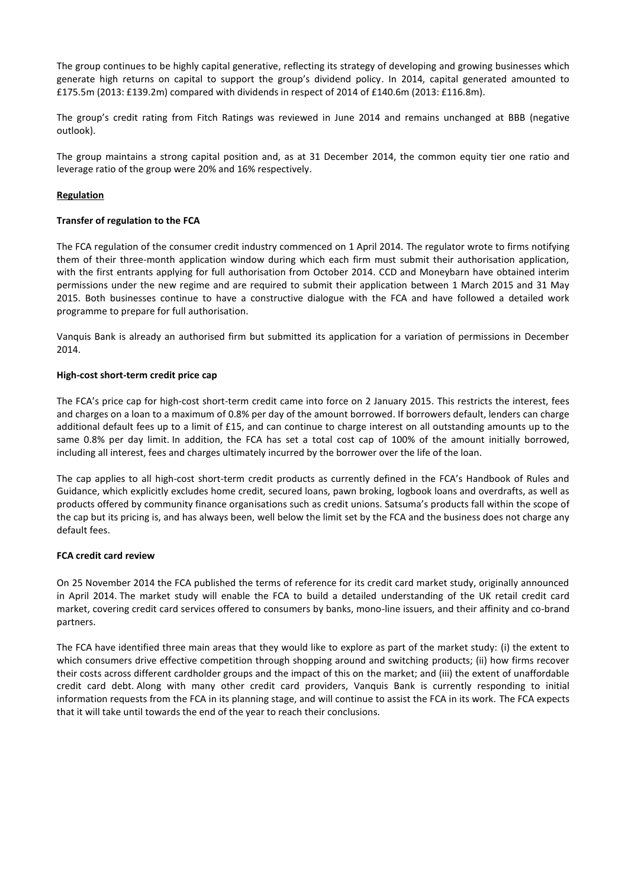The group continues to be highly capital generative, reflecting its strategy of developing and growing businesses which generate high returns on capital to support the group's dividend policy. In 2014, capital generated amounted to £175.5m (2013: £139.2m) compared with dividends in respect of 2014 of £140.6m (2013: £116.8m).

The group's credit rating from Fitch Ratings was reviewed in June 2014 and remains unchanged at BBB (negative outlook).

The group maintains a strong capital position and, as at 31 December 2014, the common equity tier one ratio and leverage ratio of the group were 20% and 16% respectively.

## Regulation

### Transfer of regulation to the FCA

The FCA regulation of the consumer credit industry commenced on 1 April 2014. The regulator wrote to firms notifying them of their three-month application window during which each firm must submit their authorisation application, with the first entrants applying for full authorisation from October 2014. CCD and Moneybarn have obtained interim permissions under the new regime and are required to submit their application between 1 March 2015 and 31 May 2015. Both businesses continue to have a constructive dialogue with the FCA and have followed a detailed work programme to prepare for full authorisation.

Vanquis Bank is already an authorised firm but submitted its application for a variation of permissions in December 2014.

### High-cost short-term credit price cap

The FCA's price cap for high-cost short-term credit came into force on 2 January 2015. This restricts the interest, fees and charges on a loan to a maximum of 0.8% per day of the amount borrowed. If borrowers default, lenders can charge additional default fees up to a limit of £15, and can continue to charge interest on all outstanding amounts up to the same 0.8% per day limit. In addition, the FCA has set a total cost cap of 100% of the amount initially borrowed, including all interest, fees and charges ultimately incurred by the borrower over the life of the loan.

The cap applies to all high-cost short-term credit products as currently defined in the FCA's Handbook of Rules and Guidance, which explicitly excludes home credit, secured loans, pawn broking, logbook loans and overdrafts, as well as products offered by community finance organisations such as credit unions. Satsuma's products fall within the scope of the cap but its pricing is, and has always been, well below the limit set by the FCA and the business does not charge any default fees.

### FCA credit card review

On 25 November 2014 the FCA published the terms of reference for its credit card market study, originally announced in April 2014. The market study will enable the FCA to build a detailed understanding of the UK retail credit card market, covering credit card services offered to consumers by banks, mono-line issuers, and their affinity and co-brand partners.

The FCA have identified three main areas that they would like to explore as part of the market study: (i) the extent to which consumers drive effective competition through shopping around and switching products; (ii) how firms recover their costs across different cardholder groups and the impact of this on the market; and (iii) the extent of unaffordable credit card debt. Along with many other credit card providers, Vanquis Bank is currently responding to initial information requests from the FCA in its planning stage, and will continue to assist the FCA in its work. The FCA expects that it will take until towards the end of the year to reach their conclusions.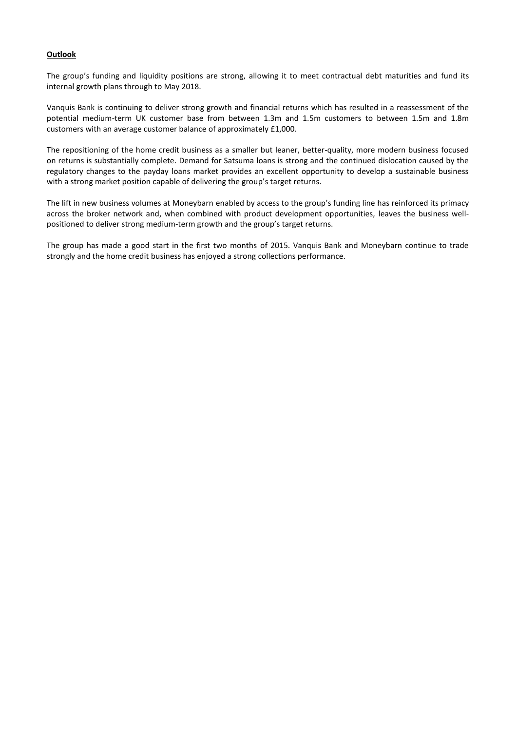**Outlook**

The group's funding and liquidity positions are strong, allowing it to meet contractual debt maturities and fund its internal growth plans through to May 2018.

Vanquis Bank is continuing to deliver strong growth and financial returns which has resulted in a reassessment of the potential medium-term UK customer base from between 1.3m and 1.5m customers to between 1.5m and 1.8m customers with an average customer balance of approximately £1,000.

The repositioning of the home credit business as a smaller but leaner, better-quality, more modern business focused on returns is substantially complete. Demand for Satsuma loans is strong and the continued dislocation caused by the regulatory changes to the payday loans market provides an excellent opportunity to develop a sustainable business with a strong market position capable of delivering the group's target returns.

The lift in new business volumes at Moneybarn enabled by access to the group's funding line has reinforced its primacy across the broker network and, when combined with product development opportunities, leaves the business well-positioned to deliver strong medium-term growth and the group's target returns.

The group has made a good start in the first two months of 2015. Vanquis Bank and Moneybarn continue to trade strongly and the home credit business has enjoyed a strong collections performance.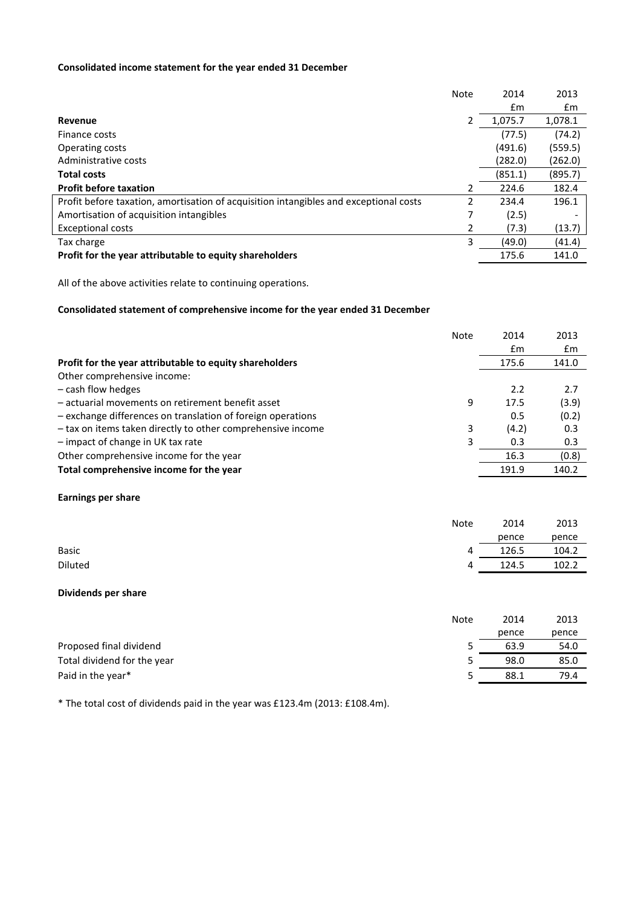**Consolidated income statement for the year ended 31 December**

| | Note | 2014 | 2013 |
|---|---|---|---|
| | | £m | £m |
| **Revenue** | 2 | 1,075.7 | 1,078.1 |
| Finance costs | | (77.5) | (74.2) |
| Operating costs | | (491.6) | (559.5) |
| Administrative costs | | (282.0) | (262.0) |
| **Total costs** | | (851.1) | (895.7) |
| **Profit before taxation** | 2 | 224.6 | 182.4 |
| Profit before taxation, amortisation of acquisition intangibles and exceptional costs | 2 | 234.4 | 196.1 |
| Amortisation of acquisition intangibles | 7 | (2.5) | - |
| Exceptional costs | 2 | (7.3) | (13.7) |
| Tax charge | 3 | (49.0) | (41.4) |
| **Profit for the year attributable to equity shareholders** | | 175.6 | 141.0 |

All of the above activities relate to continuing operations.

**Consolidated statement of comprehensive income for the year ended 31 December**

| | Note | 2014 | 2013 |
|---|---|---|---|
| | | £m | £m |
| **Profit for the year attributable to equity shareholders** | | 175.6 | 141.0 |
| Other comprehensive income: | | | |
| – cash flow hedges | | 2.2 | 2.7 |
| – actuarial movements on retirement benefit asset | 9 | 17.5 | (3.9) |
| – exchange differences on translation of foreign operations | | 0.5 | (0.2) |
| – tax on items taken directly to other comprehensive income | 3 | (4.2) | 0.3 |
| – impact of change in UK tax rate | 3 | 0.3 | 0.3 |
| Other comprehensive income for the year | | 16.3 | (0.8) |
| **Total comprehensive income for the year** | | 191.9 | 140.2 |

**Earnings per share**

| | Note | 2014 | 2013 |
|---|---|---|---|
| | | pence | pence |
| Basic | 4 | 126.5 | 104.2 |
| Diluted | 4 | 124.5 | 102.2 |

**Dividends per share**

| | Note | 2014 | 2013 |
|---|---|---|---|
| | | pence | pence |
| Proposed final dividend | 5 | 63.9 | 54.0 |
| Total dividend for the year | 5 | 98.0 | 85.0 |
| Paid in the year* | 5 | 88.1 | 79.4 |

* The total cost of dividends paid in the year was £123.4m (2013: £108.4m).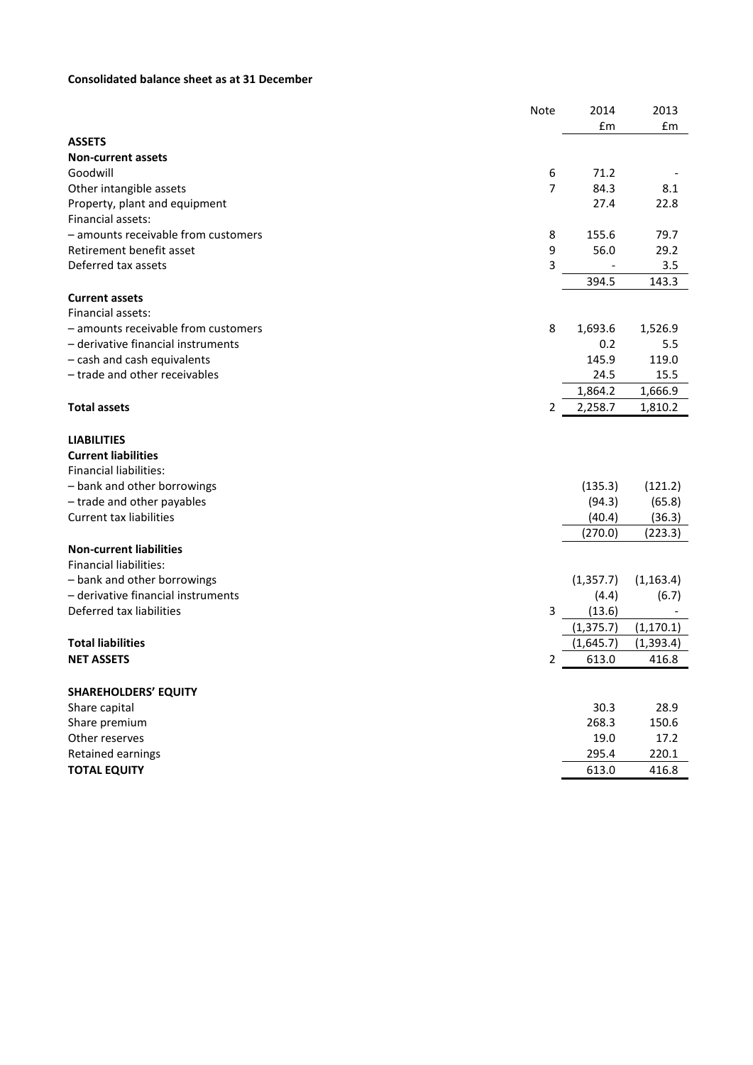**Consolidated balance sheet as at 31 December**

| | Note | 2014 £m | 2013 £m |
|---|---|---|---|
| **ASSETS** | | | |
| **Non-current assets** | | | |
| Goodwill | 6 | 71.2 | - |
| Other intangible assets | 7 | 84.3 | 8.1 |
| Property, plant and equipment | | 27.4 | 22.8 |
| Financial assets: | | | |
| – amounts receivable from customers | 8 | 155.6 | 79.7 |
| Retirement benefit asset | 9 | 56.0 | 29.2 |
| Deferred tax assets | 3 | - | 3.5 |
| | | 394.5 | 143.3 |
| **Current assets** | | | |
| Financial assets: | | | |
| – amounts receivable from customers | 8 | 1,693.6 | 1,526.9 |
| – derivative financial instruments | | 0.2 | 5.5 |
| – cash and cash equivalents | | 145.9 | 119.0 |
| – trade and other receivables | | 24.5 | 15.5 |
| | | 1,864.2 | 1,666.9 |
| **Total assets** | 2 | 2,258.7 | 1,810.2 |
| | | | |
| **LIABILITIES** | | | |
| **Current liabilities** | | | |
| Financial liabilities: | | | |
| – bank and other borrowings | | (135.3) | (121.2) |
| – trade and other payables | | (94.3) | (65.8) |
| Current tax liabilities | | (40.4) | (36.3) |
| | | (270.0) | (223.3) |
| **Non-current liabilities** | | | |
| Financial liabilities: | | | |
| – bank and other borrowings | | (1,357.7) | (1,163.4) |
| – derivative financial instruments | | (4.4) | (6.7) |
| Deferred tax liabilities | 3 | (13.6) | - |
| | | (1,375.7) | (1,170.1) |
| **Total liabilities** | | (1,645.7) | (1,393.4) |
| **NET ASSETS** | 2 | 613.0 | 416.8 |
| | | | |
| **SHAREHOLDERS' EQUITY** | | | |
| Share capital | | 30.3 | 28.9 |
| Share premium | | 268.3 | 150.6 |
| Other reserves | | 19.0 | 17.2 |
| Retained earnings | | 295.4 | 220.1 |
| **TOTAL EQUITY** | | 613.0 | 416.8 |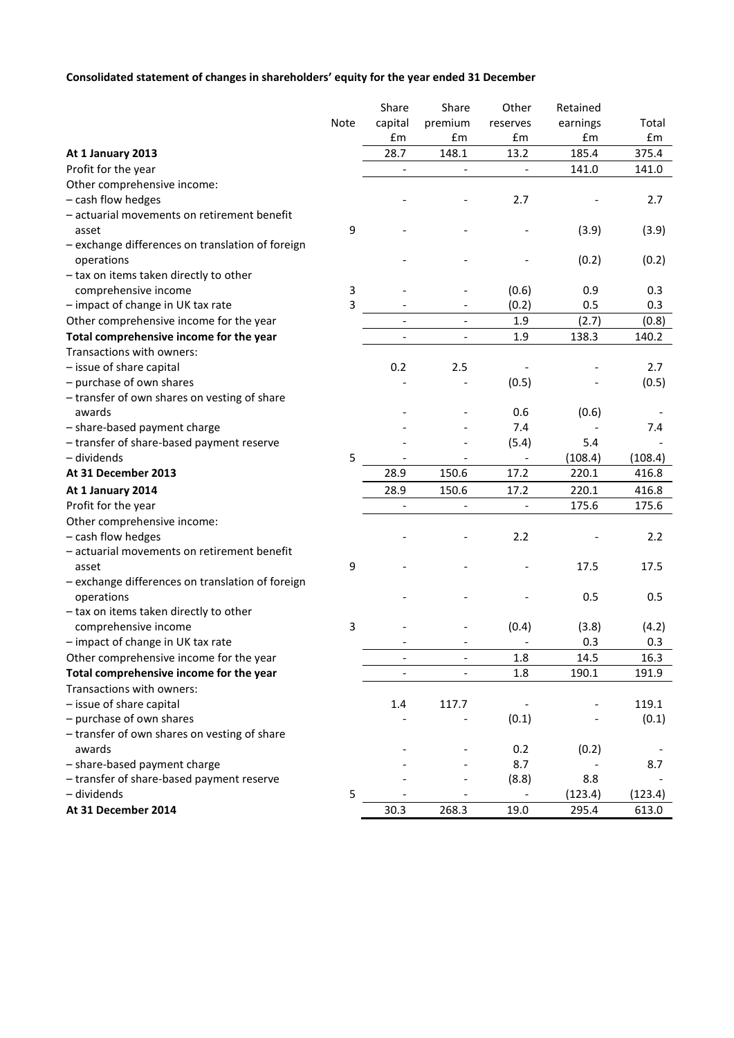**Consolidated statement of changes in shareholders' equity for the year ended 31 December**

| | Note | Share capital £m | Share premium £m | Other reserves £m | Retained earnings £m | Total £m |
|---|---|---|---|---|---|---|
| **At 1 January 2013** | | 28.7 | 148.1 | 13.2 | 185.4 | 375.4 |
| Profit for the year | | - | - | - | 141.0 | 141.0 |
| Other comprehensive income: | | | | | | |
| – cash flow hedges | | - | - | 2.7 | - | 2.7 |
| – actuarial movements on retirement benefit asset | 9 | - | - | - | (3.9) | (3.9) |
| – exchange differences on translation of foreign operations | | - | - | - | (0.2) | (0.2) |
| – tax on items taken directly to other comprehensive income | 3 | - | - | (0.6) | 0.9 | 0.3 |
| – impact of change in UK tax rate | 3 | - | - | (0.2) | 0.5 | 0.3 |
| Other comprehensive income for the year | | - | - | 1.9 | (2.7) | (0.8) |
| **Total comprehensive income for the year** | | - | - | 1.9 | 138.3 | 140.2 |
| Transactions with owners: | | | | | | |
| – issue of share capital | | 0.2 | 2.5 | - | - | 2.7 |
| – purchase of own shares | | - | - | (0.5) | - | (0.5) |
| – transfer of own shares on vesting of share awards | | - | - | 0.6 | (0.6) | - |
| – share-based payment charge | | - | - | 7.4 | - | 7.4 |
| – transfer of share-based payment reserve | | - | - | (5.4) | 5.4 | - |
| – dividends | 5 | - | - | - | (108.4) | (108.4) |
| **At 31 December 2013** | | 28.9 | 150.6 | 17.2 | 220.1 | 416.8 |
| **At 1 January 2014** | | 28.9 | 150.6 | 17.2 | 220.1 | 416.8 |
| Profit for the year | | - | - | - | 175.6 | 175.6 |
| Other comprehensive income: | | | | | | |
| – cash flow hedges | | - | - | 2.2 | - | 2.2 |
| – actuarial movements on retirement benefit asset | 9 | - | - | - | 17.5 | 17.5 |
| – exchange differences on translation of foreign operations | | - | - | - | 0.5 | 0.5 |
| – tax on items taken directly to other comprehensive income | 3 | - | - | (0.4) | (3.8) | (4.2) |
| – impact of change in UK tax rate | | - | - | - | 0.3 | 0.3 |
| Other comprehensive income for the year | | - | - | 1.8 | 14.5 | 16.3 |
| **Total comprehensive income for the year** | | - | - | 1.8 | 190.1 | 191.9 |
| Transactions with owners: | | | | | | |
| – issue of share capital | | 1.4 | 117.7 | - | - | 119.1 |
| – purchase of own shares | | - | - | (0.1) | - | (0.1) |
| – transfer of own shares on vesting of share awards | | - | - | 0.2 | (0.2) | - |
| – share-based payment charge | | - | - | 8.7 | - | 8.7 |
| – transfer of share-based payment reserve | | - | - | (8.8) | 8.8 | - |
| – dividends | 5 | - | - | - | (123.4) | (123.4) |
| **At 31 December 2014** | | 30.3 | 268.3 | 19.0 | 295.4 | 613.0 |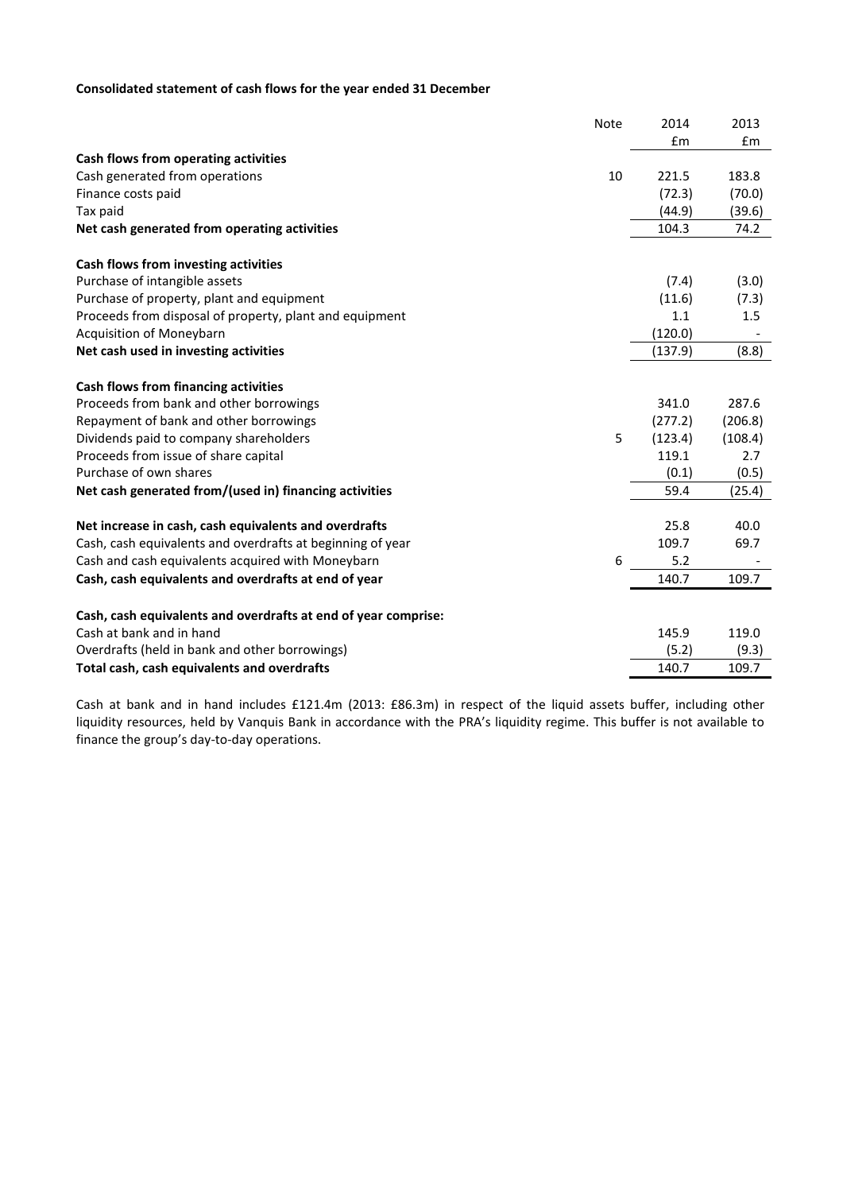**Consolidated statement of cash flows for the year ended 31 December**

| | Note | 2014 £m | 2013 £m |
|---|---|---|---|
| **Cash flows from operating activities** | | | |
| Cash generated from operations | 10 | 221.5 | 183.8 |
| Finance costs paid | | (72.3) | (70.0) |
| Tax paid | | (44.9) | (39.6) |
| **Net cash generated from operating activities** | | 104.3 | 74.2 |
| | | | |
| **Cash flows from investing activities** | | | |
| Purchase of intangible assets | | (7.4) | (3.0) |
| Purchase of property, plant and equipment | | (11.6) | (7.3) |
| Proceeds from disposal of property, plant and equipment | | 1.1 | 1.5 |
| Acquisition of Moneybarn | | (120.0) | - |
| **Net cash used in investing activities** | | (137.9) | (8.8) |
| | | | |
| **Cash flows from financing activities** | | | |
| Proceeds from bank and other borrowings | | 341.0 | 287.6 |
| Repayment of bank and other borrowings | | (277.2) | (206.8) |
| Dividends paid to company shareholders | 5 | (123.4) | (108.4) |
| Proceeds from issue of share capital | | 119.1 | 2.7 |
| Purchase of own shares | | (0.1) | (0.5) |
| **Net cash generated from/(used in) financing activities** | | 59.4 | (25.4) |
| | | | |
| **Net increase in cash, cash equivalents and overdrafts** | | 25.8 | 40.0 |
| Cash, cash equivalents and overdrafts at beginning of year | | 109.7 | 69.7 |
| Cash and cash equivalents acquired with Moneybarn | 6 | 5.2 | - |
| **Cash, cash equivalents and overdrafts at end of year** | | 140.7 | 109.7 |
| | | | |
| **Cash, cash equivalents and overdrafts at end of year comprise:** | | | |
| Cash at bank and in hand | | 145.9 | 119.0 |
| Overdrafts (held in bank and other borrowings) | | (5.2) | (9.3) |
| **Total cash, cash equivalents and overdrafts** | | 140.7 | 109.7 |

Cash at bank and in hand includes £121.4m (2013: £86.3m) in respect of the liquid assets buffer, including other liquidity resources, held by Vanquis Bank in accordance with the PRA's liquidity regime. This buffer is not available to finance the group's day-to-day operations.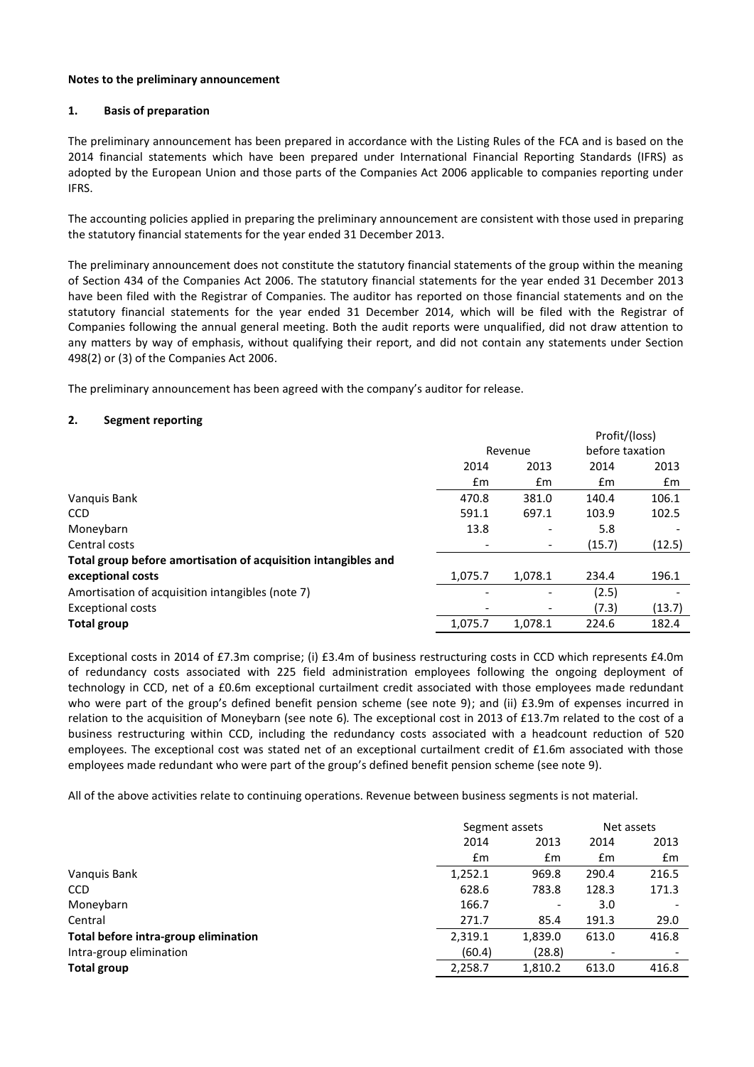**Notes to the preliminary announcement**

**1. Basis of preparation**

The preliminary announcement has been prepared in accordance with the Listing Rules of the FCA and is based on the 2014 financial statements which have been prepared under International Financial Reporting Standards (IFRS) as adopted by the European Union and those parts of the Companies Act 2006 applicable to companies reporting under IFRS.

The accounting policies applied in preparing the preliminary announcement are consistent with those used in preparing the statutory financial statements for the year ended 31 December 2013.

The preliminary announcement does not constitute the statutory financial statements of the group within the meaning of Section 434 of the Companies Act 2006. The statutory financial statements for the year ended 31 December 2013 have been filed with the Registrar of Companies. The auditor has reported on those financial statements and on the statutory financial statements for the year ended 31 December 2014, which will be filed with the Registrar of Companies following the annual general meeting. Both the audit reports were unqualified, did not draw attention to any matters by way of emphasis, without qualifying their report, and did not contain any statements under Section 498(2) or (3) of the Companies Act 2006.

The preliminary announcement has been agreed with the company's auditor for release.

**2. Segment reporting**

| | Revenue | | Profit/(loss) before taxation | |
|---|---|---|---|---|
| | 2014 | 2013 | 2014 | 2013 |
| | £m | £m | £m | £m |
| Vanquis Bank | 470.8 | 381.0 | 140.4 | 106.1 |
| CCD | 591.1 | 697.1 | 103.9 | 102.5 |
| Moneybarn | 13.8 | - | 5.8 | - |
| Central costs | - | - | (15.7) | (12.5) |
| **Total group before amortisation of acquisition intangibles and exceptional costs** | 1,075.7 | 1,078.1 | 234.4 | 196.1 |
| Amortisation of acquisition intangibles (note 7) | - | - | (2.5) | - |
| Exceptional costs | - | - | (7.3) | (13.7) |
| **Total group** | 1,075.7 | 1,078.1 | 224.6 | 182.4 |

Exceptional costs in 2014 of £7.3m comprise; (i) £3.4m of business restructuring costs in CCD which represents £4.0m of redundancy costs associated with 225 field administration employees following the ongoing deployment of technology in CCD, net of a £0.6m exceptional curtailment credit associated with those employees made redundant who were part of the group's defined benefit pension scheme (see note 9); and (ii) £3.9m of expenses incurred in relation to the acquisition of Moneybarn (see note 6). The exceptional cost in 2013 of £13.7m related to the cost of a business restructuring within CCD, including the redundancy costs associated with a headcount reduction of 520 employees. The exceptional cost was stated net of an exceptional curtailment credit of £1.6m associated with those employees made redundant who were part of the group's defined benefit pension scheme (see note 9).

All of the above activities relate to continuing operations. Revenue between business segments is not material.

| | Segment assets | | Net assets | |
|---|---|---|---|---|
| | 2014 | 2013 | 2014 | 2013 |
| | £m | £m | £m | £m |
| Vanquis Bank | 1,252.1 | 969.8 | 290.4 | 216.5 |
| CCD | 628.6 | 783.8 | 128.3 | 171.3 |
| Moneybarn | 166.7 | - | 3.0 | - |
| Central | 271.7 | 85.4 | 191.3 | 29.0 |
| **Total before intra-group elimination** | 2,319.1 | 1,839.0 | 613.0 | 416.8 |
| Intra-group elimination | (60.4) | (28.8) | - | - |
| **Total group** | 2,258.7 | 1,810.2 | 613.0 | 416.8 |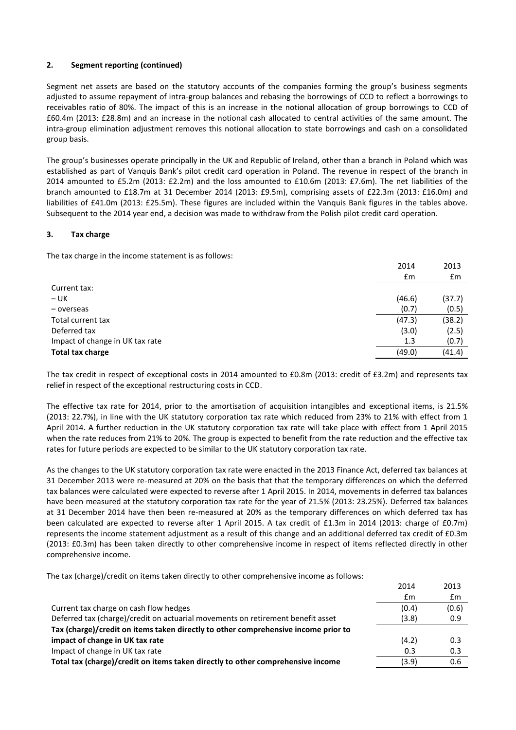## 2. Segment reporting (continued)

Segment net assets are based on the statutory accounts of the companies forming the group's business segments adjusted to assume repayment of intra-group balances and rebasing the borrowings of CCD to reflect a borrowings to receivables ratio of 80%. The impact of this is an increase in the notional allocation of group borrowings to CCD of £60.4m (2013: £28.8m) and an increase in the notional cash allocated to central activities of the same amount. The intra-group elimination adjustment removes this notional allocation to state borrowings and cash on a consolidated group basis.

The group's businesses operate principally in the UK and Republic of Ireland, other than a branch in Poland which was established as part of Vanquis Bank's pilot credit card operation in Poland. The revenue in respect of the branch in 2014 amounted to £5.2m (2013: £2.2m) and the loss amounted to £10.6m (2013: £7.6m). The net liabilities of the branch amounted to £18.7m at 31 December 2014 (2013: £9.5m), comprising assets of £22.3m (2013: £16.0m) and liabilities of £41.0m (2013: £25.5m). These figures are included within the Vanquis Bank figures in the tables above. Subsequent to the 2014 year end, a decision was made to withdraw from the Polish pilot credit card operation.

## 3. Tax charge

The tax charge in the income statement is as follows:

| | 2014 | 2013 |
|---|---|---|
| | £m | £m |
| Current tax: | | |
| – UK | (46.6) | (37.7) |
| – overseas | (0.7) | (0.5) |
| Total current tax | (47.3) | (38.2) |
| Deferred tax | (3.0) | (2.5) |
| Impact of change in UK tax rate | 1.3 | (0.7) |
| **Total tax charge** | (49.0) | (41.4) |

The tax credit in respect of exceptional costs in 2014 amounted to £0.8m (2013: credit of £3.2m) and represents tax relief in respect of the exceptional restructuring costs in CCD.

The effective tax rate for 2014, prior to the amortisation of acquisition intangibles and exceptional items, is 21.5% (2013: 22.7%), in line with the UK statutory corporation tax rate which reduced from 23% to 21% with effect from 1 April 2014. A further reduction in the UK statutory corporation tax rate will take place with effect from 1 April 2015 when the rate reduces from 21% to 20%. The group is expected to benefit from the rate reduction and the effective tax rates for future periods are expected to be similar to the UK statutory corporation tax rate.

As the changes to the UK statutory corporation tax rate were enacted in the 2013 Finance Act, deferred tax balances at 31 December 2013 were re-measured at 20% on the basis that that the temporary differences on which the deferred tax balances were calculated were expected to reverse after 1 April 2015. In 2014, movements in deferred tax balances have been measured at the statutory corporation tax rate for the year of 21.5% (2013: 23.25%). Deferred tax balances at 31 December 2014 have then been re-measured at 20% as the temporary differences on which deferred tax has been calculated are expected to reverse after 1 April 2015. A tax credit of £1.3m in 2014 (2013: charge of £0.7m) represents the income statement adjustment as a result of this change and an additional deferred tax credit of £0.3m (2013: £0.3m) has been taken directly to other comprehensive income in respect of items reflected directly in other comprehensive income.

The tax (charge)/credit on items taken directly to other comprehensive income as follows:

| | 2014 | 2013 |
|---|---|---|
| | £m | £m |
| Current tax charge on cash flow hedges | (0.4) | (0.6) |
| Deferred tax (charge)/credit on actuarial movements on retirement benefit asset | (3.8) | 0.9 |
| **Tax (charge)/credit on items taken directly to other comprehensive income prior to impact of change in UK tax rate** | (4.2) | 0.3 |
| Impact of change in UK tax rate | 0.3 | 0.3 |
| **Total tax (charge)/credit on items taken directly to other comprehensive income** | (3.9) | 0.6 |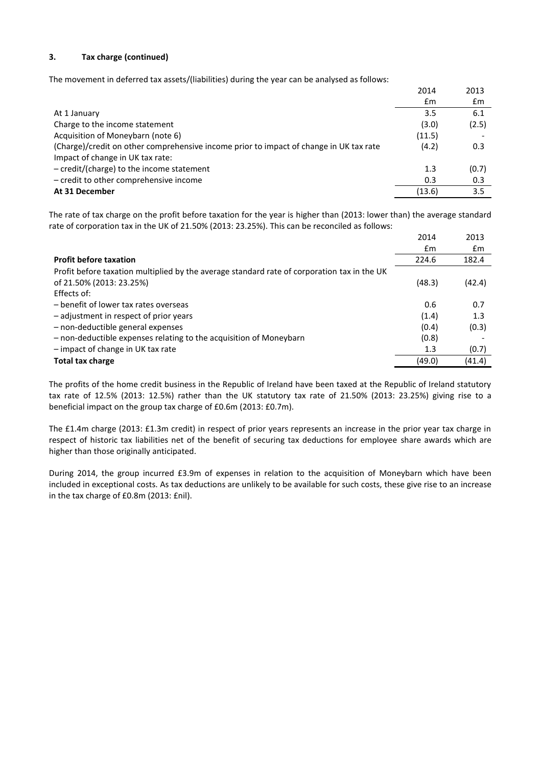### 3. Tax charge (continued)

The movement in deferred tax assets/(liabilities) during the year can be analysed as follows:

| | 2014 | 2013 |
|---|---|---|
| | £m | £m |
| At 1 January | 3.5 | 6.1 |
| Charge to the income statement | (3.0) | (2.5) |
| Acquisition of Moneybarn (note 6) | (11.5) | - |
| (Charge)/credit on other comprehensive income prior to impact of change in UK tax rate | (4.2) | 0.3 |
| Impact of change in UK tax rate: | | |
| – credit/(charge) to the income statement | 1.3 | (0.7) |
| – credit to other comprehensive income | 0.3 | 0.3 |
| **At 31 December** | (13.6) | 3.5 |

The rate of tax charge on the profit before taxation for the year is higher than (2013: lower than) the average standard rate of corporation tax in the UK of 21.50% (2013: 23.25%). This can be reconciled as follows:

| | 2014 | 2013 |
|---|---|---|
| | £m | £m |
| **Profit before taxation** | 224.6 | 182.4 |
| Profit before taxation multiplied by the average standard rate of corporation tax in the UK of 21.50% (2013: 23.25%) | (48.3) | (42.4) |
| Effects of: | | |
| – benefit of lower tax rates overseas | 0.6 | 0.7 |
| – adjustment in respect of prior years | (1.4) | 1.3 |
| – non-deductible general expenses | (0.4) | (0.3) |
| – non-deductible expenses relating to the acquisition of Moneybarn | (0.8) | - |
| – impact of change in UK tax rate | 1.3 | (0.7) |
| **Total tax charge** | (49.0) | (41.4) |

The profits of the home credit business in the Republic of Ireland have been taxed at the Republic of Ireland statutory tax rate of 12.5% (2013: 12.5%) rather than the UK statutory tax rate of 21.50% (2013: 23.25%) giving rise to a beneficial impact on the group tax charge of £0.6m (2013: £0.7m).

The £1.4m charge (2013: £1.3m credit) in respect of prior years represents an increase in the prior year tax charge in respect of historic tax liabilities net of the benefit of securing tax deductions for employee share awards which are higher than those originally anticipated.

During 2014, the group incurred £3.9m of expenses in relation to the acquisition of Moneybarn which have been included in exceptional costs. As tax deductions are unlikely to be available for such costs, these give rise to an increase in the tax charge of £0.8m (2013: £nil).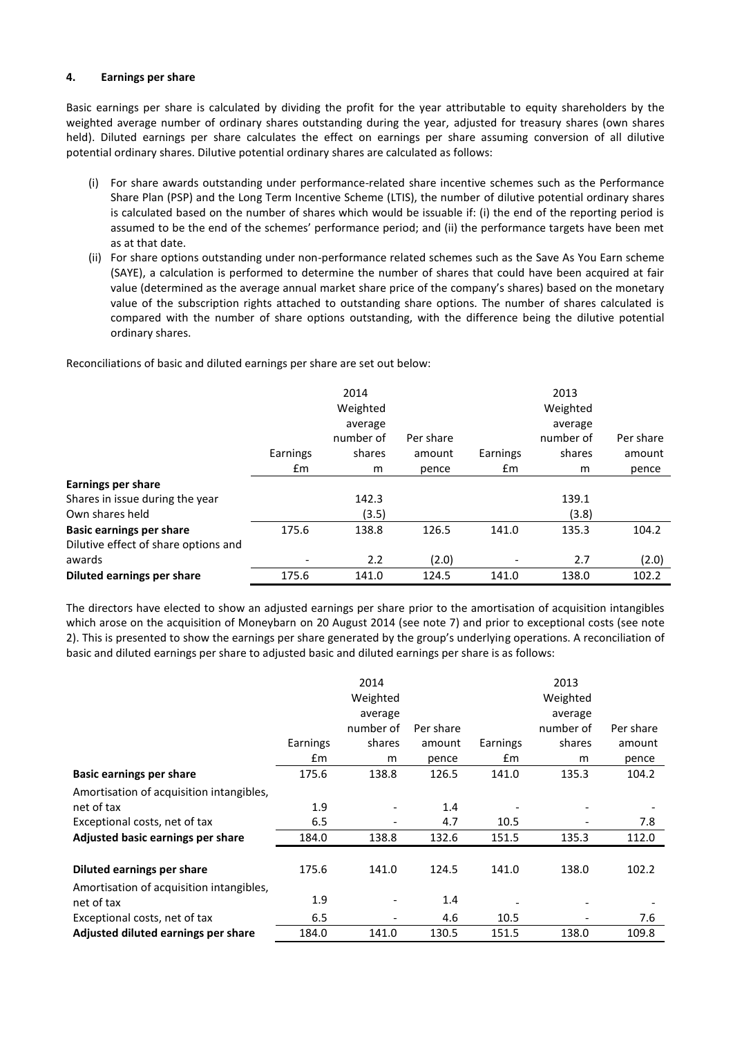#### 4. Earnings per share

Basic earnings per share is calculated by dividing the profit for the year attributable to equity shareholders by the weighted average number of ordinary shares outstanding during the year, adjusted for treasury shares (own shares held). Diluted earnings per share calculates the effect on earnings per share assuming conversion of all dilutive potential ordinary shares. Dilutive potential ordinary shares are calculated as follows:

(i) For share awards outstanding under performance-related share incentive schemes such as the Performance Share Plan (PSP) and the Long Term Incentive Scheme (LTIS), the number of dilutive potential ordinary shares is calculated based on the number of shares which would be issuable if: (i) the end of the reporting period is assumed to be the end of the schemes' performance period; and (ii) the performance targets have been met as at that date.

(ii) For share options outstanding under non-performance related schemes such as the Save As You Earn scheme (SAYE), a calculation is performed to determine the number of shares that could have been acquired at fair value (determined as the average annual market share price of the company's shares) based on the monetary value of the subscription rights attached to outstanding share options. The number of shares calculated is compared with the number of share options outstanding, with the difference being the dilutive potential ordinary shares.

Reconciliations of basic and diluted earnings per share are set out below:

| | 2014 Earnings £m | 2014 Weighted average number of shares m | 2014 Per share amount pence | 2013 Earnings £m | 2013 Weighted average number of shares m | 2013 Per share amount pence |
|---|---|---|---|---|---|---|
| **Earnings per share** | | | | | | |
| Shares in issue during the year | | 142.3 | | | 139.1 | |
| Own shares held | | (3.5) | | | (3.8) | |
| **Basic earnings per share** | 175.6 | 138.8 | 126.5 | 141.0 | 135.3 | 104.2 |
| Dilutive effect of share options and awards | - | 2.2 | (2.0) | - | 2.7 | (2.0) |
| **Diluted earnings per share** | 175.6 | 141.0 | 124.5 | 141.0 | 138.0 | 102.2 |

The directors have elected to show an adjusted earnings per share prior to the amortisation of acquisition intangibles which arose on the acquisition of Moneybarn on 20 August 2014 (see note 7) and prior to exceptional costs (see note 2). This is presented to show the earnings per share generated by the group's underlying operations. A reconciliation of basic and diluted earnings per share to adjusted basic and diluted earnings per share is as follows:

| | 2014 Earnings £m | 2014 Weighted average number of shares m | 2014 Per share amount pence | 2013 Earnings £m | 2013 Weighted average number of shares m | 2013 Per share amount pence |
|---|---|---|---|---|---|---|
| **Basic earnings per share** | 175.6 | 138.8 | 126.5 | 141.0 | 135.3 | 104.2 |
| Amortisation of acquisition intangibles, net of tax | 1.9 | - | 1.4 | - | - | - |
| Exceptional costs, net of tax | 6.5 | - | 4.7 | 10.5 | - | 7.8 |
| **Adjusted basic earnings per share** | 184.0 | 138.8 | 132.6 | 151.5 | 135.3 | 112.0 |
| | | | | | | |
| **Diluted earnings per share** | 175.6 | 141.0 | 124.5 | 141.0 | 138.0 | 102.2 |
| Amortisation of acquisition intangibles, net of tax | 1.9 | - | 1.4 | - | - | - |
| Exceptional costs, net of tax | 6.5 | - | 4.6 | 10.5 | - | 7.6 |
| **Adjusted diluted earnings per share** | 184.0 | 141.0 | 130.5 | 151.5 | 138.0 | 109.8 |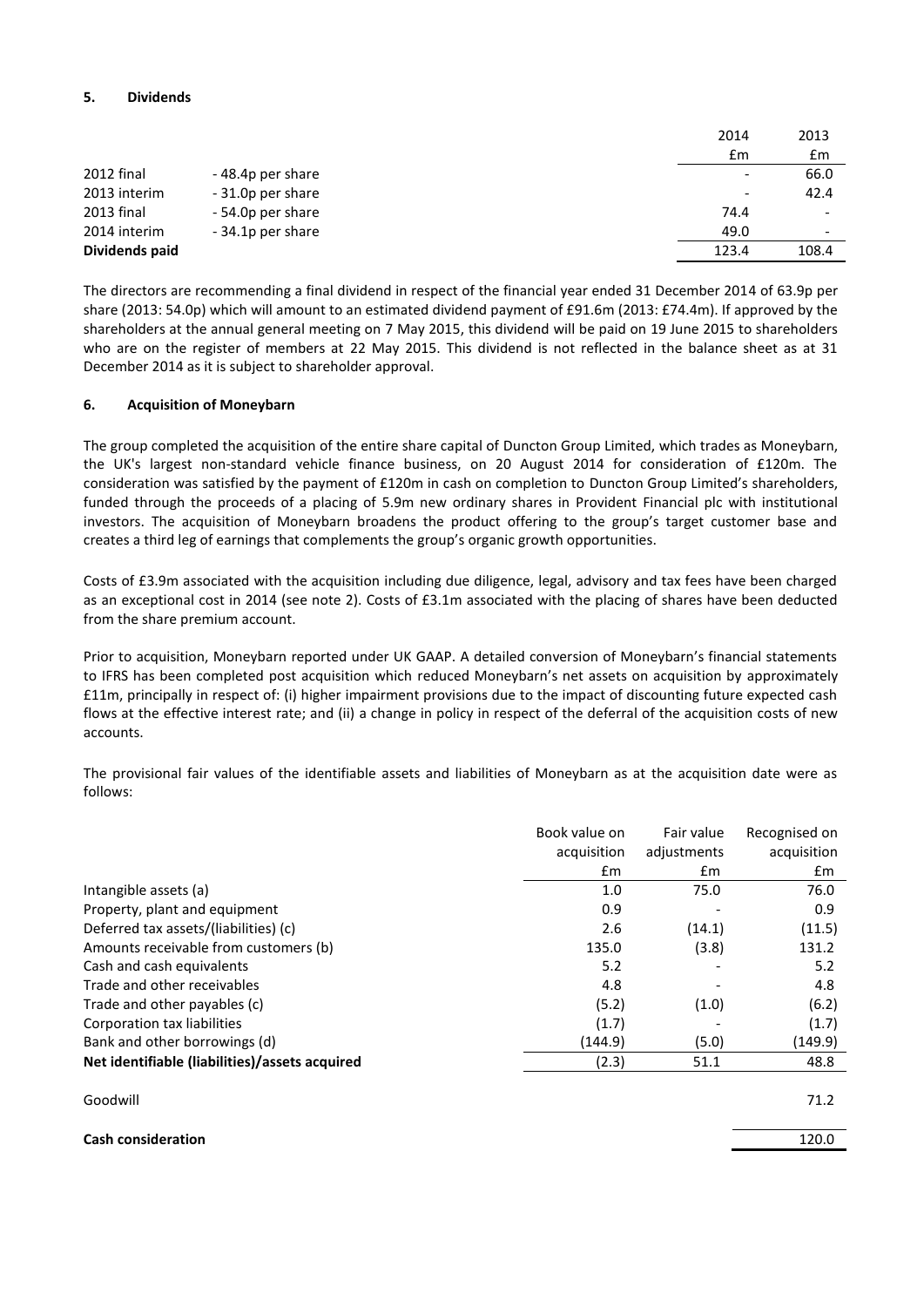## 5. Dividends

| | | 2014 | 2013 |
|---|---|---|---|
| | | £m | £m |
| 2012 final | - 48.4p per share | - | 66.0 |
| 2013 interim | - 31.0p per share | - | 42.4 |
| 2013 final | - 54.0p per share | 74.4 | - |
| 2014 interim | - 34.1p per share | 49.0 | - |
| **Dividends paid** | | 123.4 | 108.4 |

The directors are recommending a final dividend in respect of the financial year ended 31 December 2014 of 63.9p per share (2013: 54.0p) which will amount to an estimated dividend payment of £91.6m (2013: £74.4m). If approved by the shareholders at the annual general meeting on 7 May 2015, this dividend will be paid on 19 June 2015 to shareholders who are on the register of members at 22 May 2015. This dividend is not reflected in the balance sheet as at 31 December 2014 as it is subject to shareholder approval.

## 6. Acquisition of Moneybarn

The group completed the acquisition of the entire share capital of Duncton Group Limited, which trades as Moneybarn, the UK's largest non-standard vehicle finance business, on 20 August 2014 for consideration of £120m. The consideration was satisfied by the payment of £120m in cash on completion to Duncton Group Limited's shareholders, funded through the proceeds of a placing of 5.9m new ordinary shares in Provident Financial plc with institutional investors. The acquisition of Moneybarn broadens the product offering to the group's target customer base and creates a third leg of earnings that complements the group's organic growth opportunities.

Costs of £3.9m associated with the acquisition including due diligence, legal, advisory and tax fees have been charged as an exceptional cost in 2014 (see note 2). Costs of £3.1m associated with the placing of shares have been deducted from the share premium account.

Prior to acquisition, Moneybarn reported under UK GAAP. A detailed conversion of Moneybarn's financial statements to IFRS has been completed post acquisition which reduced Moneybarn's net assets on acquisition by approximately £11m, principally in respect of: (i) higher impairment provisions due to the impact of discounting future expected cash flows at the effective interest rate; and (ii) a change in policy in respect of the deferral of the acquisition costs of new accounts.

The provisional fair values of the identifiable assets and liabilities of Moneybarn as at the acquisition date were as follows:

| | Book value on acquisition | Fair value adjustments | Recognised on acquisition |
|---|---|---|---|
| | £m | £m | £m |
| Intangible assets (a) | 1.0 | 75.0 | 76.0 |
| Property, plant and equipment | 0.9 | - | 0.9 |
| Deferred tax assets/(liabilities) (c) | 2.6 | (14.1) | (11.5) |
| Amounts receivable from customers (b) | 135.0 | (3.8) | 131.2 |
| Cash and cash equivalents | 5.2 | - | 5.2 |
| Trade and other receivables | 4.8 | - | 4.8 |
| Trade and other payables (c) | (5.2) | (1.0) | (6.2) |
| Corporation tax liabilities | (1.7) | - | (1.7) |
| Bank and other borrowings (d) | (144.9) | (5.0) | (149.9) |
| **Net identifiable (liabilities)/assets acquired** | (2.3) | 51.1 | 48.8 |
| Goodwill | | | 71.2 |
| **Cash consideration** | | | 120.0 |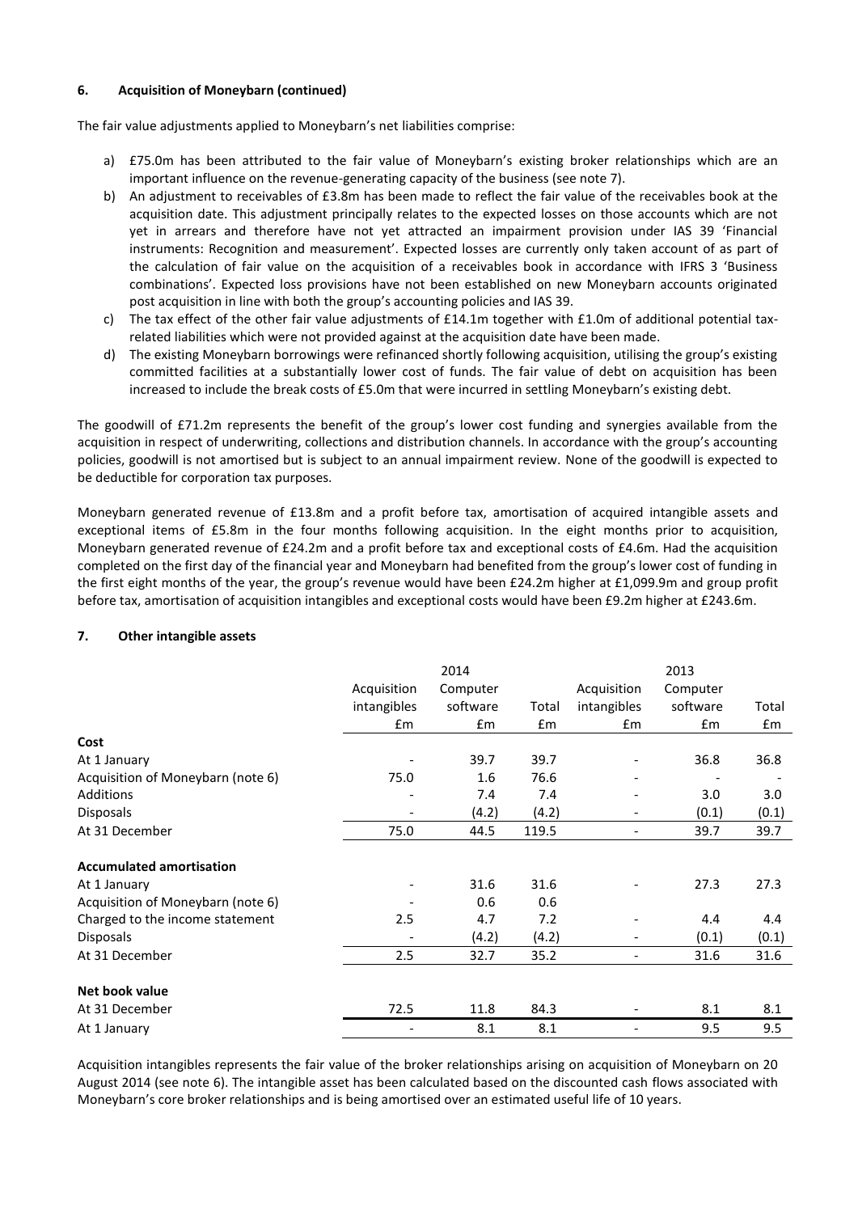### 6. Acquisition of Moneybarn (continued)

The fair value adjustments applied to Moneybarn's net liabilities comprise:

a) £75.0m has been attributed to the fair value of Moneybarn's existing broker relationships which are an important influence on the revenue-generating capacity of the business (see note 7).
b) An adjustment to receivables of £3.8m has been made to reflect the fair value of the receivables book at the acquisition date. This adjustment principally relates to the expected losses on those accounts which are not yet in arrears and therefore have not yet attracted an impairment provision under IAS 39 'Financial instruments: Recognition and measurement'. Expected losses are currently only taken account of as part of the calculation of fair value on the acquisition of a receivables book in accordance with IFRS 3 'Business combinations'. Expected loss provisions have not been established on new Moneybarn accounts originated post acquisition in line with both the group's accounting policies and IAS 39.
c) The tax effect of the other fair value adjustments of £14.1m together with £1.0m of additional potential tax-related liabilities which were not provided against at the acquisition date have been made.
d) The existing Moneybarn borrowings were refinanced shortly following acquisition, utilising the group's existing committed facilities at a substantially lower cost of funds. The fair value of debt on acquisition has been increased to include the break costs of £5.0m that were incurred in settling Moneybarn's existing debt.

The goodwill of £71.2m represents the benefit of the group's lower cost funding and synergies available from the acquisition in respect of underwriting, collections and distribution channels. In accordance with the group's accounting policies, goodwill is not amortised but is subject to an annual impairment review. None of the goodwill is expected to be deductible for corporation tax purposes.

Moneybarn generated revenue of £13.8m and a profit before tax, amortisation of acquired intangible assets and exceptional items of £5.8m in the four months following acquisition. In the eight months prior to acquisition, Moneybarn generated revenue of £24.2m and a profit before tax and exceptional costs of £4.6m. Had the acquisition completed on the first day of the financial year and Moneybarn had benefited from the group's lower cost of funding in the first eight months of the year, the group's revenue would have been £24.2m higher at £1,099.9m and group profit before tax, amortisation of acquisition intangibles and exceptional costs would have been £9.2m higher at £243.6m.

### 7. Other intangible assets

| | 2014 | | | 2013 | | |
|---|---|---|---|---|---|---|
| | Acquisition intangibles £m | Computer software £m | Total £m | Acquisition intangibles £m | Computer software £m | Total £m |
| **Cost** | | | | | | |
| At 1 January | - | 39.7 | 39.7 | - | 36.8 | 36.8 |
| Acquisition of Moneybarn (note 6) | 75.0 | 1.6 | 76.6 | - | - | - |
| Additions | - | 7.4 | 7.4 | - | 3.0 | 3.0 |
| Disposals | - | (4.2) | (4.2) | - | (0.1) | (0.1) |
| At 31 December | 75.0 | 44.5 | 119.5 | - | 39.7 | 39.7 |
| **Accumulated amortisation** | | | | | | |
| At 1 January | - | 31.6 | 31.6 | - | 27.3 | 27.3 |
| Acquisition of Moneybarn (note 6) | - | 0.6 | 0.6 | | | |
| Charged to the income statement | 2.5 | 4.7 | 7.2 | - | 4.4 | 4.4 |
| Disposals | - | (4.2) | (4.2) | - | (0.1) | (0.1) |
| At 31 December | 2.5 | 32.7 | 35.2 | - | 31.6 | 31.6 |
| **Net book value** | | | | | | |
| At 31 December | 72.5 | 11.8 | 84.3 | - | 8.1 | 8.1 |
| At 1 January | - | 8.1 | 8.1 | - | 9.5 | 9.5 |

Acquisition intangibles represents the fair value of the broker relationships arising on acquisition of Moneybarn on 20 August 2014 (see note 6). The intangible asset has been calculated based on the discounted cash flows associated with Moneybarn's core broker relationships and is being amortised over an estimated useful life of 10 years.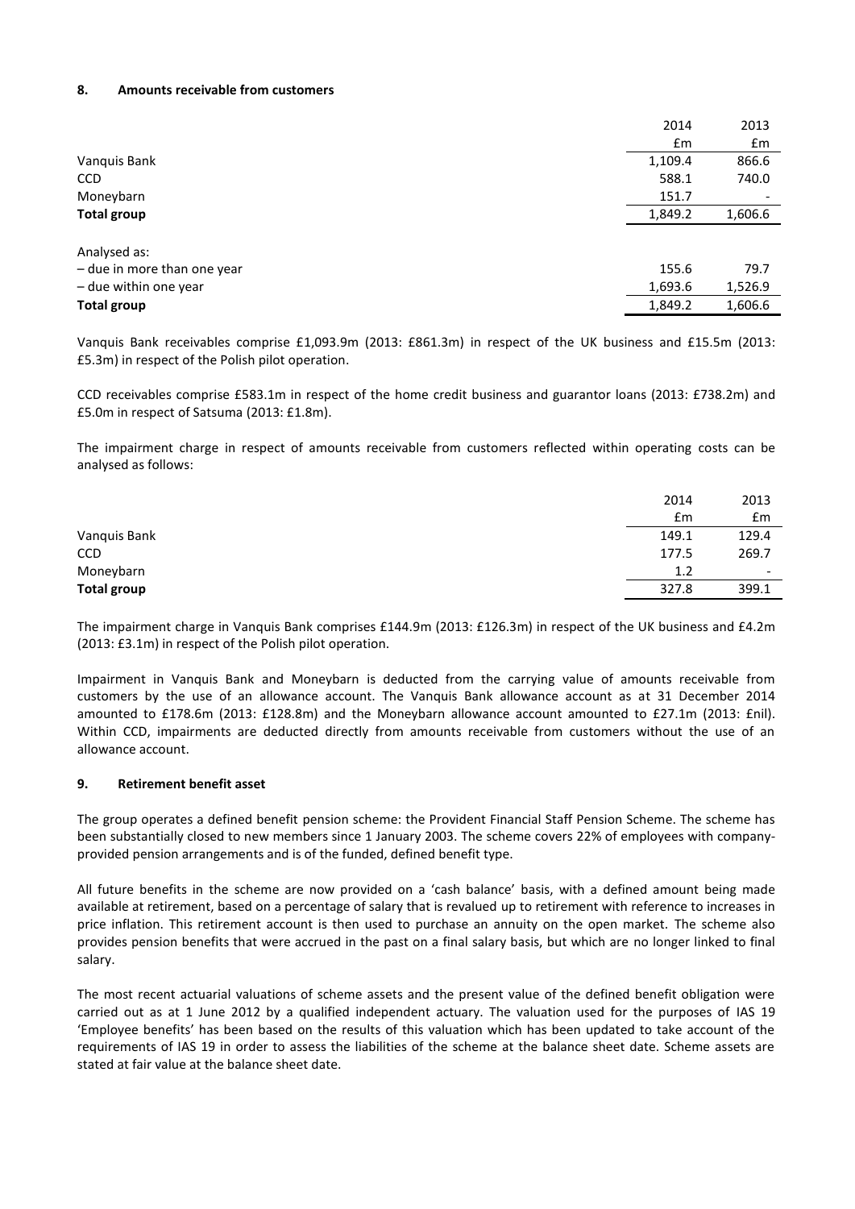### 8. Amounts receivable from customers

| | 2014 | 2013 |
|---|---|---|
| | £m | £m |
| Vanquis Bank | 1,109.4 | 866.6 |
| CCD | 588.1 | 740.0 |
| Moneybarn | 151.7 | - |
| **Total group** | 1,849.2 | 1,606.6 |
| | | |
| Analysed as: | | |
| – due in more than one year | 155.6 | 79.7 |
| – due within one year | 1,693.6 | 1,526.9 |
| **Total group** | 1,849.2 | 1,606.6 |

Vanquis Bank receivables comprise £1,093.9m (2013: £861.3m) in respect of the UK business and £15.5m (2013: £5.3m) in respect of the Polish pilot operation.

CCD receivables comprise £583.1m in respect of the home credit business and guarantor loans (2013: £738.2m) and £5.0m in respect of Satsuma (2013: £1.8m).

The impairment charge in respect of amounts receivable from customers reflected within operating costs can be analysed as follows:

| | 2014 | 2013 |
|---|---|---|
| | £m | £m |
| Vanquis Bank | 149.1 | 129.4 |
| CCD | 177.5 | 269.7 |
| Moneybarn | 1.2 | - |
| **Total group** | 327.8 | 399.1 |

The impairment charge in Vanquis Bank comprises £144.9m (2013: £126.3m) in respect of the UK business and £4.2m (2013: £3.1m) in respect of the Polish pilot operation.

Impairment in Vanquis Bank and Moneybarn is deducted from the carrying value of amounts receivable from customers by the use of an allowance account. The Vanquis Bank allowance account as at 31 December 2014 amounted to £178.6m (2013: £128.8m) and the Moneybarn allowance account amounted to £27.1m (2013: £nil). Within CCD, impairments are deducted directly from amounts receivable from customers without the use of an allowance account.

### 9. Retirement benefit asset

The group operates a defined benefit pension scheme: the Provident Financial Staff Pension Scheme. The scheme has been substantially closed to new members since 1 January 2003. The scheme covers 22% of employees with company-provided pension arrangements and is of the funded, defined benefit type.

All future benefits in the scheme are now provided on a 'cash balance' basis, with a defined amount being made available at retirement, based on a percentage of salary that is revalued up to retirement with reference to increases in price inflation. This retirement account is then used to purchase an annuity on the open market. The scheme also provides pension benefits that were accrued in the past on a final salary basis, but which are no longer linked to final salary.

The most recent actuarial valuations of scheme assets and the present value of the defined benefit obligation were carried out as at 1 June 2012 by a qualified independent actuary. The valuation used for the purposes of IAS 19 'Employee benefits' has been based on the results of this valuation which has been updated to take account of the requirements of IAS 19 in order to assess the liabilities of the scheme at the balance sheet date. Scheme assets are stated at fair value at the balance sheet date.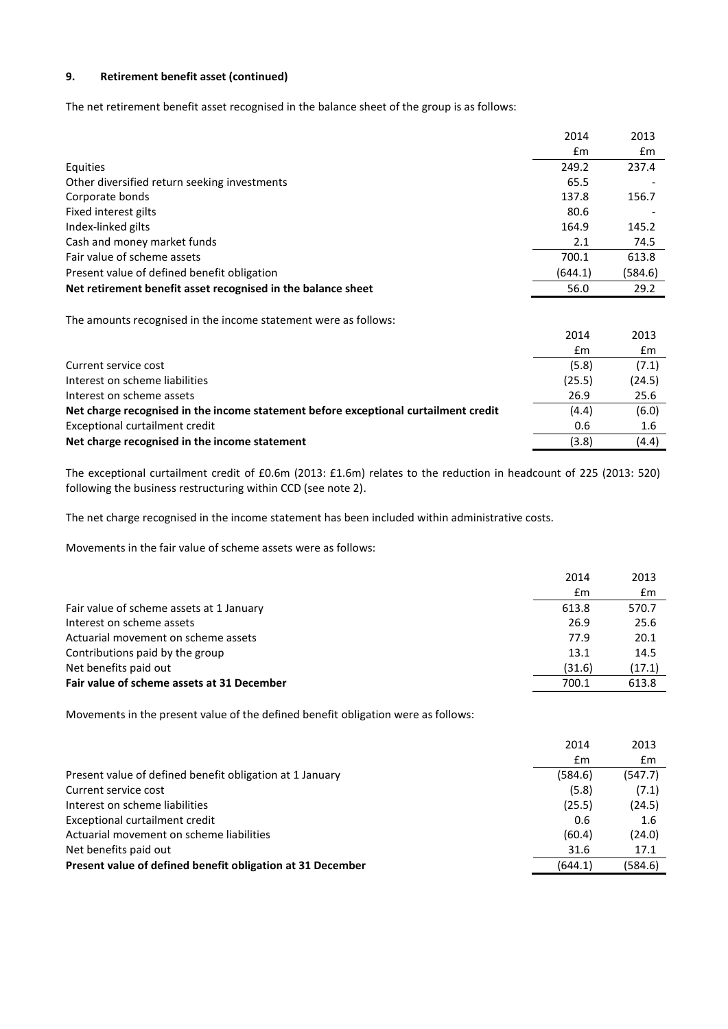### 9. Retirement benefit asset (continued)

The net retirement benefit asset recognised in the balance sheet of the group is as follows:

| | 2014 | 2013 |
|---|---|---|
| | £m | £m |
| Equities | 249.2 | 237.4 |
| Other diversified return seeking investments | 65.5 | - |
| Corporate bonds | 137.8 | 156.7 |
| Fixed interest gilts | 80.6 | - |
| Index-linked gilts | 164.9 | 145.2 |
| Cash and money market funds | 2.1 | 74.5 |
| Fair value of scheme assets | 700.1 | 613.8 |
| Present value of defined benefit obligation | (644.1) | (584.6) |
| **Net retirement benefit asset recognised in the balance sheet** | 56.0 | 29.2 |

The amounts recognised in the income statement were as follows:

| | 2014 | 2013 |
|---|---|---|
| | £m | £m |
| Current service cost | (5.8) | (7.1) |
| Interest on scheme liabilities | (25.5) | (24.5) |
| Interest on scheme assets | 26.9 | 25.6 |
| **Net charge recognised in the income statement before exceptional curtailment credit** | (4.4) | (6.0) |
| Exceptional curtailment credit | 0.6 | 1.6 |
| **Net charge recognised in the income statement** | (3.8) | (4.4) |

The exceptional curtailment credit of £0.6m (2013: £1.6m) relates to the reduction in headcount of 225 (2013: 520) following the business restructuring within CCD (see note 2).

The net charge recognised in the income statement has been included within administrative costs.

Movements in the fair value of scheme assets were as follows:

| | 2014 | 2013 |
|---|---|---|
| | £m | £m |
| Fair value of scheme assets at 1 January | 613.8 | 570.7 |
| Interest on scheme assets | 26.9 | 25.6 |
| Actuarial movement on scheme assets | 77.9 | 20.1 |
| Contributions paid by the group | 13.1 | 14.5 |
| Net benefits paid out | (31.6) | (17.1) |
| **Fair value of scheme assets at 31 December** | 700.1 | 613.8 |

Movements in the present value of the defined benefit obligation were as follows:

| | 2014 | 2013 |
|---|---|---|
| | £m | £m |
| Present value of defined benefit obligation at 1 January | (584.6) | (547.7) |
| Current service cost | (5.8) | (7.1) |
| Interest on scheme liabilities | (25.5) | (24.5) |
| Exceptional curtailment credit | 0.6 | 1.6 |
| Actuarial movement on scheme liabilities | (60.4) | (24.0) |
| Net benefits paid out | 31.6 | 17.1 |
| **Present value of defined benefit obligation at 31 December** | (644.1) | (584.6) |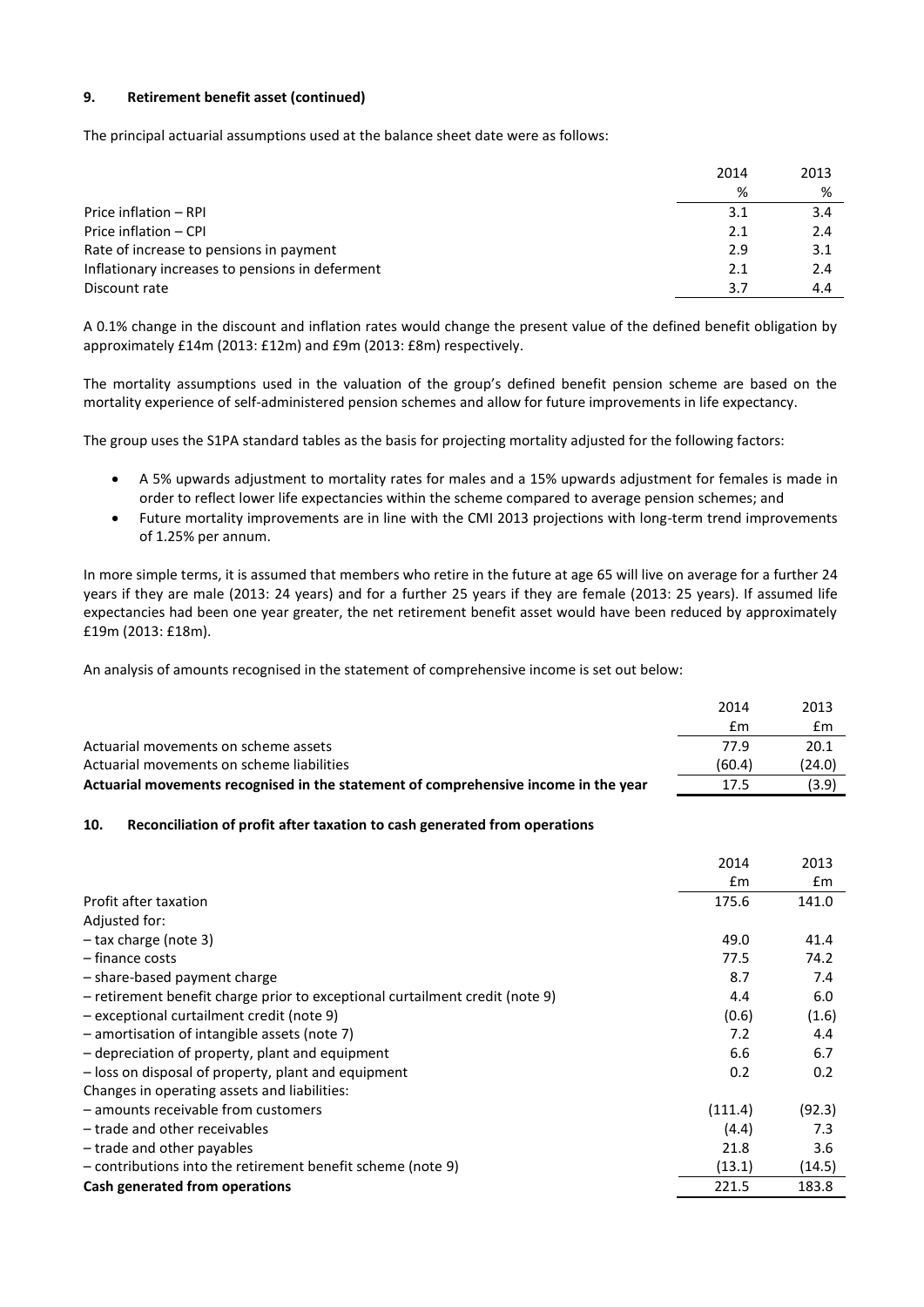### 9. Retirement benefit asset (continued)

The principal actuarial assumptions used at the balance sheet date were as follows:

| | 2014 | 2013 |
|---|---|---|
| | % | % |
| Price inflation – RPI | 3.1 | 3.4 |
| Price inflation – CPI | 2.1 | 2.4 |
| Rate of increase to pensions in payment | 2.9 | 3.1 |
| Inflationary increases to pensions in deferment | 2.1 | 2.4 |
| Discount rate | 3.7 | 4.4 |

A 0.1% change in the discount and inflation rates would change the present value of the defined benefit obligation by approximately £14m (2013: £12m) and £9m (2013: £8m) respectively.

The mortality assumptions used in the valuation of the group's defined benefit pension scheme are based on the mortality experience of self-administered pension schemes and allow for future improvements in life expectancy.

The group uses the S1PA standard tables as the basis for projecting mortality adjusted for the following factors:

- A 5% upwards adjustment to mortality rates for males and a 15% upwards adjustment for females is made in order to reflect lower life expectancies within the scheme compared to average pension schemes; and
- Future mortality improvements are in line with the CMI 2013 projections with long-term trend improvements of 1.25% per annum.

In more simple terms, it is assumed that members who retire in the future at age 65 will live on average for a further 24 years if they are male (2013: 24 years) and for a further 25 years if they are female (2013: 25 years). If assumed life expectancies had been one year greater, the net retirement benefit asset would have been reduced by approximately £19m (2013: £18m).

An analysis of amounts recognised in the statement of comprehensive income is set out below:

| | 2014 | 2013 |
|---|---|---|
| | £m | £m |
| Actuarial movements on scheme assets | 77.9 | 20.1 |
| Actuarial movements on scheme liabilities | (60.4) | (24.0) |
| **Actuarial movements recognised in the statement of comprehensive income in the year** | 17.5 | (3.9) |

### 10. Reconciliation of profit after taxation to cash generated from operations

| | 2014 | 2013 |
|---|---|---|
| | £m | £m |
| Profit after taxation | 175.6 | 141.0 |
| Adjusted for: | | |
| – tax charge (note 3) | 49.0 | 41.4 |
| – finance costs | 77.5 | 74.2 |
| – share-based payment charge | 8.7 | 7.4 |
| – retirement benefit charge prior to exceptional curtailment credit (note 9) | 4.4 | 6.0 |
| – exceptional curtailment credit (note 9) | (0.6) | (1.6) |
| – amortisation of intangible assets (note 7) | 7.2 | 4.4 |
| – depreciation of property, plant and equipment | 6.6 | 6.7 |
| – loss on disposal of property, plant and equipment | 0.2 | 0.2 |
| Changes in operating assets and liabilities: | | |
| – amounts receivable from customers | (111.4) | (92.3) |
| – trade and other receivables | (4.4) | 7.3 |
| – trade and other payables | 21.8 | 3.6 |
| – contributions into the retirement benefit scheme (note 9) | (13.1) | (14.5) |
| **Cash generated from operations** | 221.5 | 183.8 |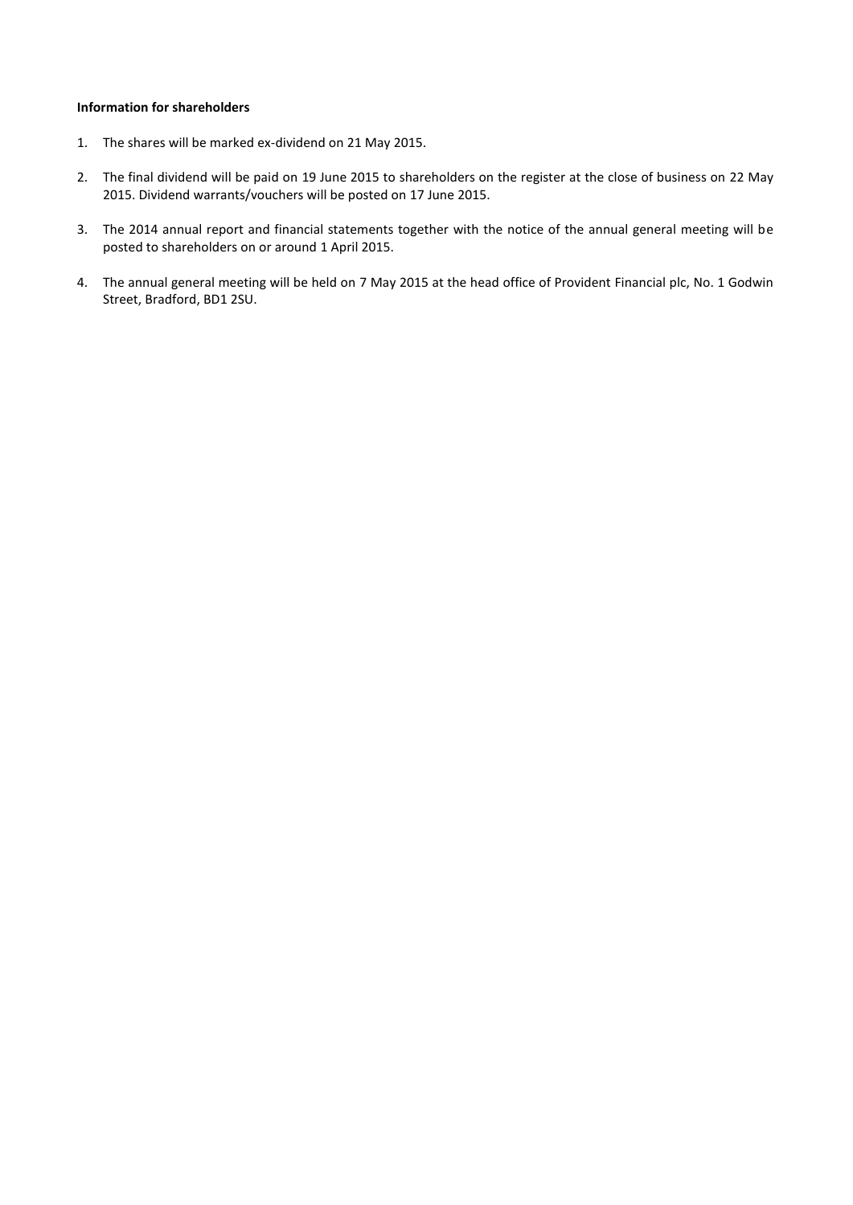**Information for shareholders**

1. The shares will be marked ex-dividend on 21 May 2015.

2. The final dividend will be paid on 19 June 2015 to shareholders on the register at the close of business on 22 May 2015. Dividend warrants/vouchers will be posted on 17 June 2015.

3. The 2014 annual report and financial statements together with the notice of the annual general meeting will be posted to shareholders on or around 1 April 2015.

4. The annual general meeting will be held on 7 May 2015 at the head office of Provident Financial plc, No. 1 Godwin Street, Bradford, BD1 2SU.